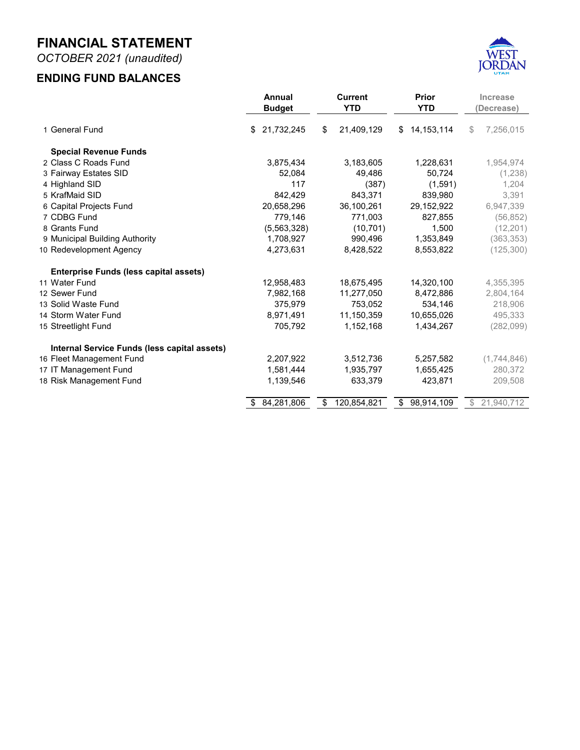# FINANCIAL STATEMENT

*OCTOBER 2021 (unaudited)*

## ENDING FUND BALANCES

| | Annual Budget | Current YTD | Prior YTD | Increase (Decrease) |
|---|---|---|---|---|
| 1 General Fund | $ 21,732,245 | $ 21,409,129 | $ 14,153,114 | $ 7,256,015 |
| **Special Revenue Funds** | | | | |
| 2 Class C Roads Fund | 3,875,434 | 3,183,605 | 1,228,631 | 1,954,974 |
| 3 Fairway Estates SID | 52,084 | 49,486 | 50,724 | (1,238) |
| 4 Highland SID | 117 | (387) | (1,591) | 1,204 |
| 5 KrafMaid SID | 842,429 | 843,371 | 839,980 | 3,391 |
| 6 Capital Projects Fund | 20,658,296 | 36,100,261 | 29,152,922 | 6,947,339 |
| 7 CDBG Fund | 779,146 | 771,003 | 827,855 | (56,852) |
| 8 Grants Fund | (5,563,328) | (10,701) | 1,500 | (12,201) |
| 9 Municipal Building Authority | 1,708,927 | 990,496 | 1,353,849 | (363,353) |
| 10 Redevelopment Agency | 4,273,631 | 8,428,522 | 8,553,822 | (125,300) |
| **Enterprise Funds (less capital assets)** | | | | |
| 11 Water Fund | 12,958,483 | 18,675,495 | 14,320,100 | 4,355,395 |
| 12 Sewer Fund | 7,982,168 | 11,277,050 | 8,472,886 | 2,804,164 |
| 13 Solid Waste Fund | 375,979 | 753,052 | 534,146 | 218,906 |
| 14 Storm Water Fund | 8,971,491 | 11,150,359 | 10,655,026 | 495,333 |
| 15 Streetlight Fund | 705,792 | 1,152,168 | 1,434,267 | (282,099) |
| **Internal Service Funds (less capital assets)** | | | | |
| 16 Fleet Management Fund | 2,207,922 | 3,512,736 | 5,257,582 | (1,744,846) |
| 17 IT Management Fund | 1,581,444 | 1,935,797 | 1,655,425 | 280,372 |
| 18 Risk Management Fund | 1,139,546 | 633,379 | 423,871 | 209,508 |
| | $ 84,281,806 | $ 120,854,821 | $ 98,914,109 | $ 21,940,712 |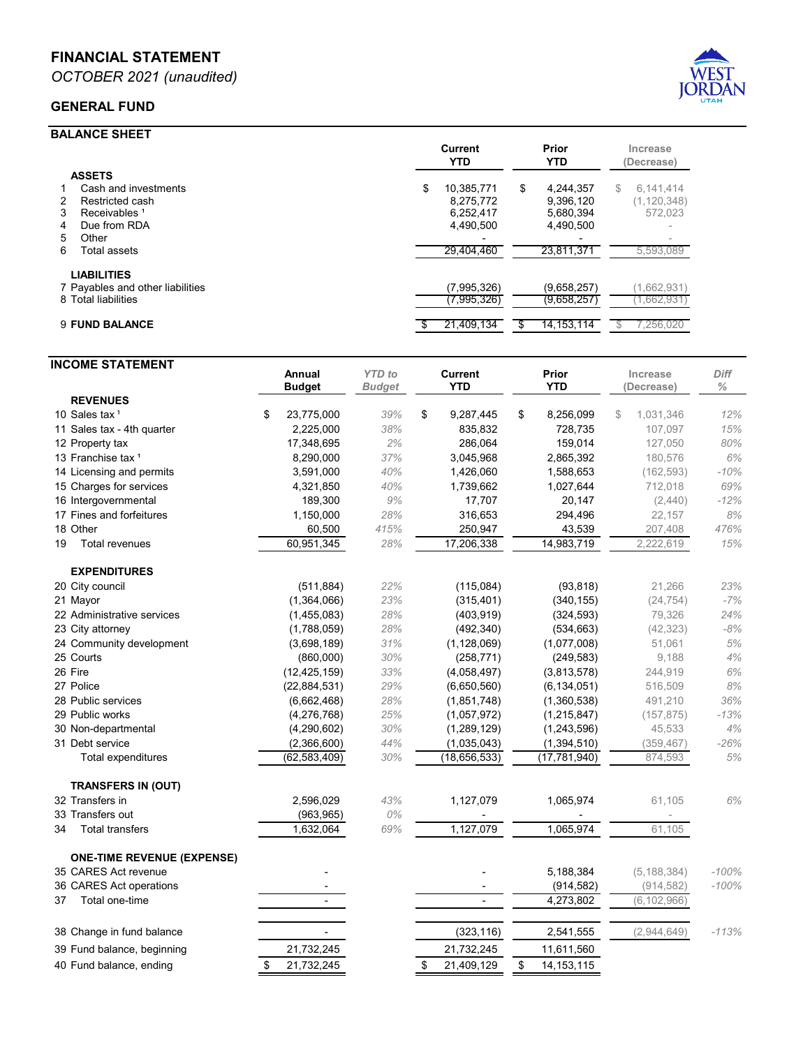# FINANCIAL STATEMENT

*OCTOBER 2021 (unaudited)*

## GENERAL FUND

### BALANCE SHEET

| | | Current YTD | Prior YTD | Increase (Decrease) |
|---|---|---|---|---|
| | **ASSETS** | | | |
| 1 | Cash and investments | $ 10,385,771 | $ 4,244,357 | $ 6,141,414 |
| 2 | Restricted cash | 8,275,772 | 9,396,120 | (1,120,348) |
| 3 | Receivables [1] | 6,252,417 | 5,680,394 | 572,023 |
| 4 | Due from RDA | 4,490,500 | 4,490,500 | - |
| 5 | Other | - | - | - |
| 6 | Total assets | 29,404,460 | 23,811,371 | 5,593,089 |
| | **LIABILITIES** | | | |
| 7 | Payables and other liabilities | (7,995,326) | (9,658,257) | (1,662,931) |
| 8 | Total liabilities | (7,995,326) | (9,658,257) | (1,662,931) |
| 9 | **FUND BALANCE** | $ 21,409,134 | $ 14,153,114 | $ 7,256,020 |

### INCOME STATEMENT

| | | Annual Budget | *YTD to Budget* | Current YTD | Prior YTD | Increase (Decrease) | *Diff %* |
|---|---|---|---|---|---|---|---|
| | **REVENUES** | | | | | | |
| 10 | Sales tax [1] | $ 23,775,000 | *39%* | $ 9,287,445 | $ 8,256,099 | $ 1,031,346 | *12%* |
| 11 | Sales tax - 4th quarter | 2,225,000 | *38%* | 835,832 | 728,735 | 107,097 | *15%* |
| 12 | Property tax | 17,348,695 | *2%* | 286,064 | 159,014 | 127,050 | *80%* |
| 13 | Franchise tax [1] | 8,290,000 | *37%* | 3,045,968 | 2,865,392 | 180,576 | *6%* |
| 14 | Licensing and permits | 3,591,000 | *40%* | 1,426,060 | 1,588,653 | (162,593) | *-10%* |
| 15 | Charges for services | 4,321,850 | *40%* | 1,739,662 | 1,027,644 | 712,018 | *69%* |
| 16 | Intergovernmental | 189,300 | *9%* | 17,707 | 20,147 | (2,440) | *-12%* |
| 17 | Fines and forfeitures | 1,150,000 | *28%* | 316,653 | 294,496 | 22,157 | *8%* |
| 18 | Other | 60,500 | *415%* | 250,947 | 43,539 | 207,408 | *476%* |
| 19 | Total revenues | 60,951,345 | *28%* | 17,206,338 | 14,983,719 | 2,222,619 | *15%* |
| | **EXPENDITURES** | | | | | | |
| 20 | City council | (511,884) | *22%* | (115,084) | (93,818) | 21,266 | *23%* |
| 21 | Mayor | (1,364,066) | *23%* | (315,401) | (340,155) | (24,754) | *-7%* |
| 22 | Administrative services | (1,455,083) | *28%* | (403,919) | (324,593) | 79,326 | *24%* |
| 23 | City attorney | (1,788,059) | *28%* | (492,340) | (534,663) | (42,323) | *-8%* |
| 24 | Community development | (3,698,189) | *31%* | (1,128,069) | (1,077,008) | 51,061 | *5%* |
| 25 | Courts | (860,000) | *30%* | (258,771) | (249,583) | 9,188 | *4%* |
| 26 | Fire | (12,425,159) | *33%* | (4,058,497) | (3,813,578) | 244,919 | *6%* |
| 27 | Police | (22,884,531) | *29%* | (6,650,560) | (6,134,051) | 516,509 | *8%* |
| 28 | Public services | (6,662,468) | *28%* | (1,851,748) | (1,360,538) | 491,210 | *36%* |
| 29 | Public works | (4,276,768) | *25%* | (1,057,972) | (1,215,847) | (157,875) | *-13%* |
| 30 | Non-departmental | (4,290,602) | *30%* | (1,289,129) | (1,243,596) | 45,533 | *4%* |
| 31 | Debt service | (2,366,600) | *44%* | (1,035,043) | (1,394,510) | (359,467) | *-26%* |
| | Total expenditures | (62,583,409) | *30%* | (18,656,533) | (17,781,940) | 874,593 | *5%* |
| | **TRANSFERS IN (OUT)** | | | | | | |
| 32 | Transfers in | 2,596,029 | *43%* | 1,127,079 | 1,065,974 | 61,105 | *6%* |
| 33 | Transfers out | (963,965) | *0%* | - | - | - | |
| 34 | Total transfers | 1,632,064 | *69%* | 1,127,079 | 1,065,974 | 61,105 | |
| | **ONE-TIME REVENUE (EXPENSE)** | | | | | | |
| 35 | CARES Act revenue | - | | - | 5,188,384 | (5,188,384) | *-100%* |
| 36 | CARES Act operations | - | | - | (914,582) | (914,582) | *-100%* |
| 37 | Total one-time | - | | - | 4,273,802 | (6,102,966) | |
| 38 | Change in fund balance | - | | (323,116) | 2,541,555 | (2,944,649) | *-113%* |
| 39 | Fund balance, beginning | 21,732,245 | | 21,732,245 | 11,611,560 | | |
| 40 | Fund balance, ending | $ 21,732,245 | | $ 21,409,129 | $ 14,153,115 | | |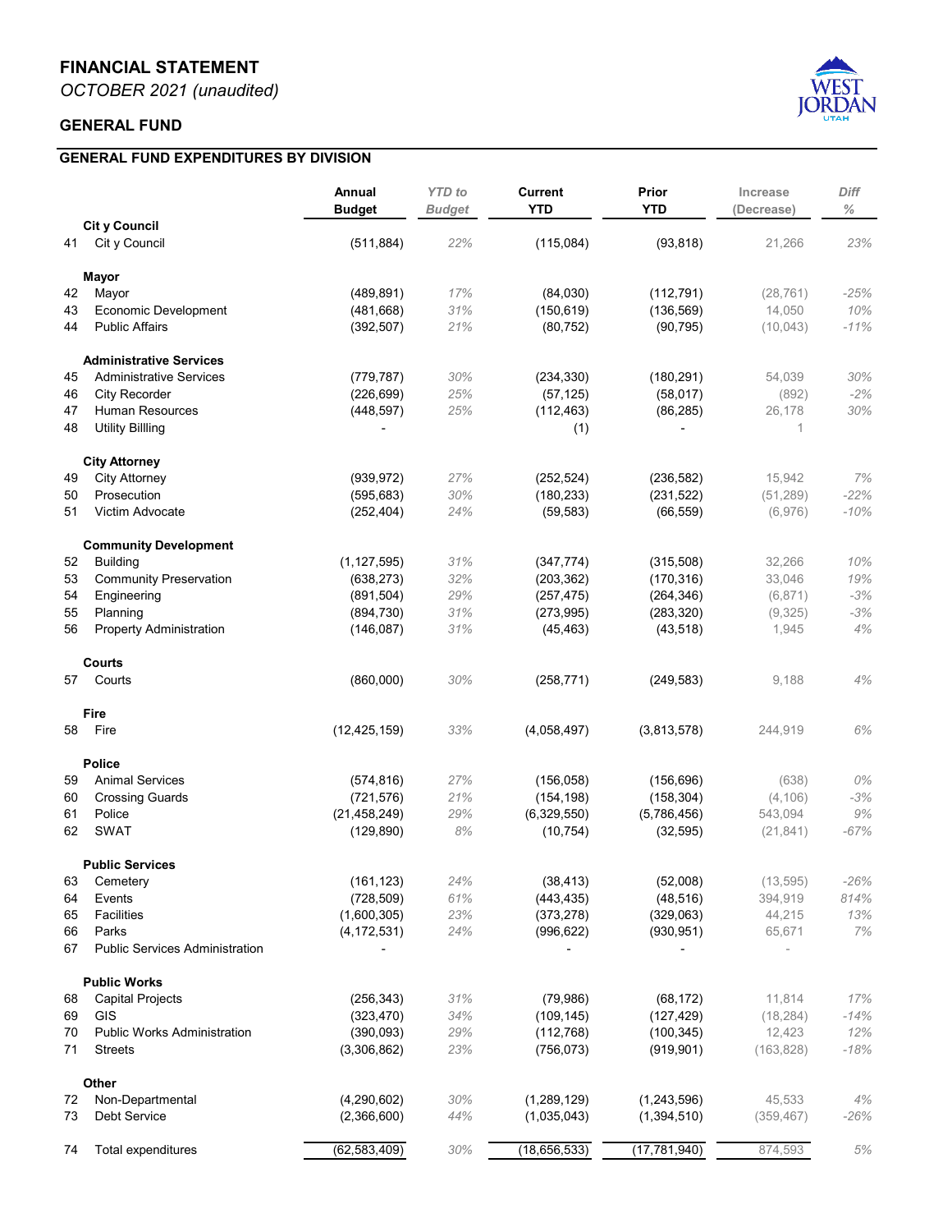# FINANCIAL STATEMENT

*OCTOBER 2021 (unaudited)*

## GENERAL FUND

### GENERAL FUND EXPENDITURES BY DIVISION

| | | Annual Budget | *YTD to Budget* | Current YTD | Prior YTD | Increase (Decrease) | *Diff %* |
|---|---|---|---|---|---|---|---|
| | **Cit y Council** | | | | | | |
| 41 | Cit y Council | (511,884) | *22%* | (115,084) | (93,818) | 21,266 | *23%* |
| | **Mayor** | | | | | | |
| 42 | Mayor | (489,891) | *17%* | (84,030) | (112,791) | (28,761) | *-25%* |
| 43 | Economic Development | (481,668) | *31%* | (150,619) | (136,569) | 14,050 | *10%* |
| 44 | Public Affairs | (392,507) | *21%* | (80,752) | (90,795) | (10,043) | *-11%* |
| | **Administrative Services** | | | | | | |
| 45 | Administrative Services | (779,787) | *30%* | (234,330) | (180,291) | 54,039 | *30%* |
| 46 | City Recorder | (226,699) | *25%* | (57,125) | (58,017) | (892) | *-2%* |
| 47 | Human Resources | (448,597) | *25%* | (112,463) | (86,285) | 26,178 | *30%* |
| 48 | Utility Billling | - | | (1) | - | 1 | |
| | **City Attorney** | | | | | | |
| 49 | City Attorney | (939,972) | *27%* | (252,524) | (236,582) | 15,942 | *7%* |
| 50 | Prosecution | (595,683) | *30%* | (180,233) | (231,522) | (51,289) | *-22%* |
| 51 | Victim Advocate | (252,404) | *24%* | (59,583) | (66,559) | (6,976) | *-10%* |
| | **Community Development** | | | | | | |
| 52 | Building | (1,127,595) | *31%* | (347,774) | (315,508) | 32,266 | *10%* |
| 53 | Community Preservation | (638,273) | *32%* | (203,362) | (170,316) | 33,046 | *19%* |
| 54 | Engineering | (891,504) | *29%* | (257,475) | (264,346) | (6,871) | *-3%* |
| 55 | Planning | (894,730) | *31%* | (273,995) | (283,320) | (9,325) | *-3%* |
| 56 | Property Administration | (146,087) | *31%* | (45,463) | (43,518) | 1,945 | *4%* |
| | **Courts** | | | | | | |
| 57 | Courts | (860,000) | *30%* | (258,771) | (249,583) | 9,188 | *4%* |
| | **Fire** | | | | | | |
| 58 | Fire | (12,425,159) | *33%* | (4,058,497) | (3,813,578) | 244,919 | *6%* |
| | **Police** | | | | | | |
| 59 | Animal Services | (574,816) | *27%* | (156,058) | (156,696) | (638) | *0%* |
| 60 | Crossing Guards | (721,576) | *21%* | (154,198) | (158,304) | (4,106) | *-3%* |
| 61 | Police | (21,458,249) | *29%* | (6,329,550) | (5,786,456) | 543,094 | *9%* |
| 62 | SWAT | (129,890) | *8%* | (10,754) | (32,595) | (21,841) | *-67%* |
| | **Public Services** | | | | | | |
| 63 | Cemetery | (161,123) | *24%* | (38,413) | (52,008) | (13,595) | *-26%* |
| 64 | Events | (728,509) | *61%* | (443,435) | (48,516) | 394,919 | *814%* |
| 65 | Facilities | (1,600,305) | *23%* | (373,278) | (329,063) | 44,215 | *13%* |
| 66 | Parks | (4,172,531) | *24%* | (996,622) | (930,951) | 65,671 | *7%* |
| 67 | Public Services Administration | - | | - | - | - | |
| | **Public Works** | | | | | | |
| 68 | Capital Projects | (256,343) | *31%* | (79,986) | (68,172) | 11,814 | *17%* |
| 69 | GIS | (323,470) | *34%* | (109,145) | (127,429) | (18,284) | *-14%* |
| 70 | Public Works Administration | (390,093) | *29%* | (112,768) | (100,345) | 12,423 | *12%* |
| 71 | Streets | (3,306,862) | *23%* | (756,073) | (919,901) | (163,828) | *-18%* |
| | **Other** | | | | | | |
| 72 | Non-Departmental | (4,290,602) | *30%* | (1,289,129) | (1,243,596) | 45,533 | *4%* |
| 73 | Debt Service | (2,366,600) | *44%* | (1,035,043) | (1,394,510) | (359,467) | *-26%* |
| 74 | Total expenditures | (62,583,409) | *30%* | (18,656,533) | (17,781,940) | 874,593 | *5%* |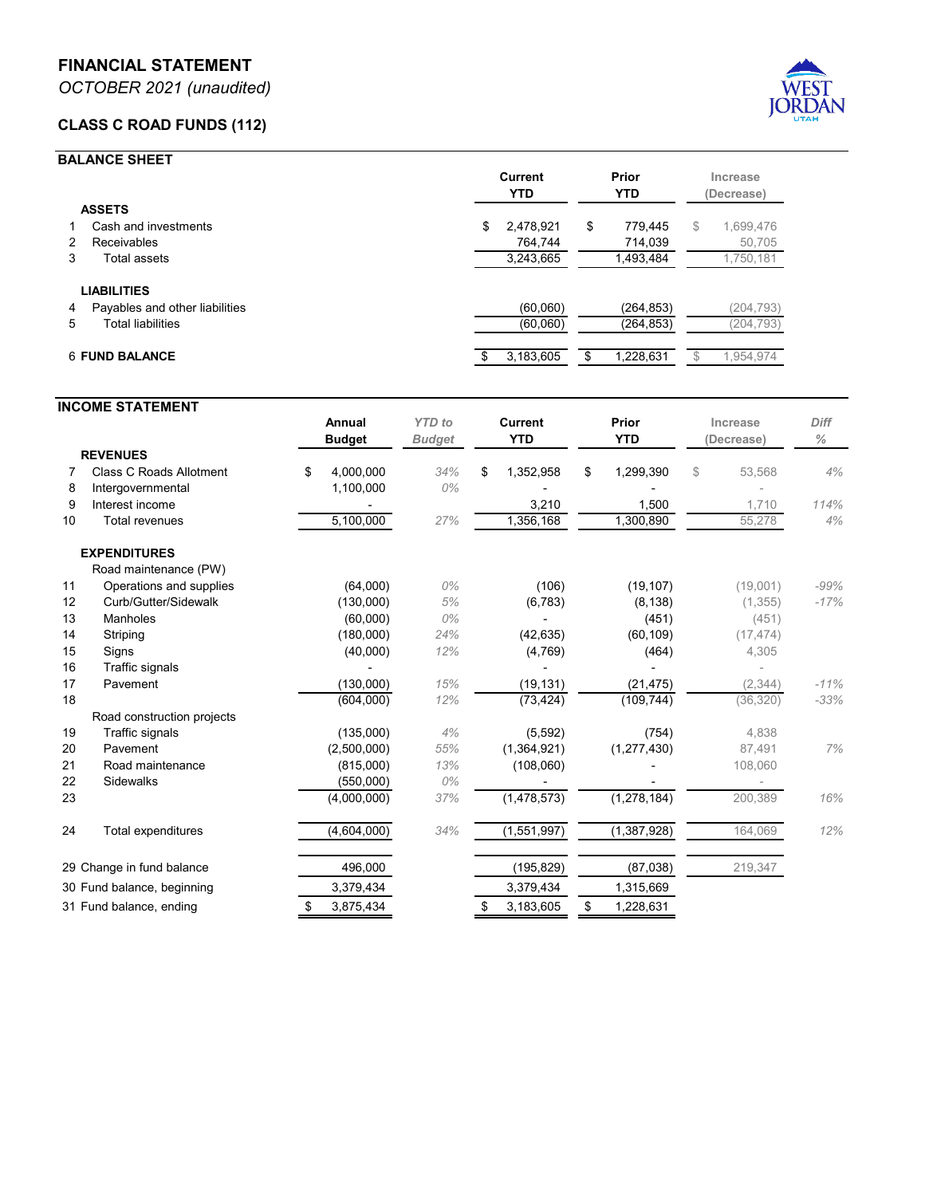# FINANCIAL STATEMENT

*OCTOBER 2021 (unaudited)*

## CLASS C ROAD FUNDS (112)

### BALANCE SHEET

| | | Current YTD | Prior YTD | Increase (Decrease) |
|---|---|---|---|---|
| | **ASSETS** | | | |
| 1 | Cash and investments | $ 2,478,921 | $ 779,445 | $ 1,699,476 |
| 2 | Receivables | 764,744 | 714,039 | 50,705 |
| 3 | Total assets | 3,243,665 | 1,493,484 | 1,750,181 |
| | **LIABILITIES** | | | |
| 4 | Payables and other liabilities | (60,060) | (264,853) | (204,793) |
| 5 | Total liabilities | (60,060) | (264,853) | (204,793) |
| 6 | **FUND BALANCE** | $ 3,183,605 | $ 1,228,631 | $ 1,954,974 |

### INCOME STATEMENT

| | | Annual Budget | *YTD to Budget* | Current YTD | Prior YTD | Increase (Decrease) | *Diff %* |
|---|---|---|---|---|---|---|---|
| | **REVENUES** | | | | | | |
| 7 | Class C Roads Allotment | $ 4,000,000 | *34%* | $ 1,352,958 | $ 1,299,390 | $ 53,568 | *4%* |
| 8 | Intergovernmental | 1,100,000 | *0%* | - | - | - | |
| 9 | Interest income | - | | 3,210 | 1,500 | 1,710 | *114%* |
| 10 | Total revenues | 5,100,000 | *27%* | 1,356,168 | 1,300,890 | 55,278 | *4%* |
| | **EXPENDITURES** | | | | | | |
| | Road maintenance (PW) | | | | | | |
| 11 | Operations and supplies | (64,000) | *0%* | (106) | (19,107) | (19,001) | *-99%* |
| 12 | Curb/Gutter/Sidewalk | (130,000) | *5%* | (6,783) | (8,138) | (1,355) | *-17%* |
| 13 | Manholes | (60,000) | *0%* | - | (451) | (451) | |
| 14 | Striping | (180,000) | *24%* | (42,635) | (60,109) | (17,474) | |
| 15 | Signs | (40,000) | *12%* | (4,769) | (464) | 4,305 | |
| 16 | Traffic signals | - | | - | - | - | |
| 17 | Pavement | (130,000) | *15%* | (19,131) | (21,475) | (2,344) | *-11%* |
| 18 | | (604,000) | *12%* | (73,424) | (109,744) | (36,320) | *-33%* |
| | Road construction projects | | | | | | |
| 19 | Traffic signals | (135,000) | *4%* | (5,592) | (754) | 4,838 | |
| 20 | Pavement | (2,500,000) | *55%* | (1,364,921) | (1,277,430) | 87,491 | *7%* |
| 21 | Road maintenance | (815,000) | *13%* | (108,060) | - | 108,060 | |
| 22 | Sidewalks | (550,000) | *0%* | - | - | - | |
| 23 | | (4,000,000) | *37%* | (1,478,573) | (1,278,184) | 200,389 | *16%* |
| 24 | Total expenditures | (4,604,000) | *34%* | (1,551,997) | (1,387,928) | 164,069 | *12%* |
| 29 | Change in fund balance | 496,000 | | (195,829) | (87,038) | 219,347 | |
| 30 | Fund balance, beginning | 3,379,434 | | 3,379,434 | 1,315,669 | | |
| 31 | Fund balance, ending | $ 3,875,434 | | $ 3,183,605 | $ 1,228,631 | | |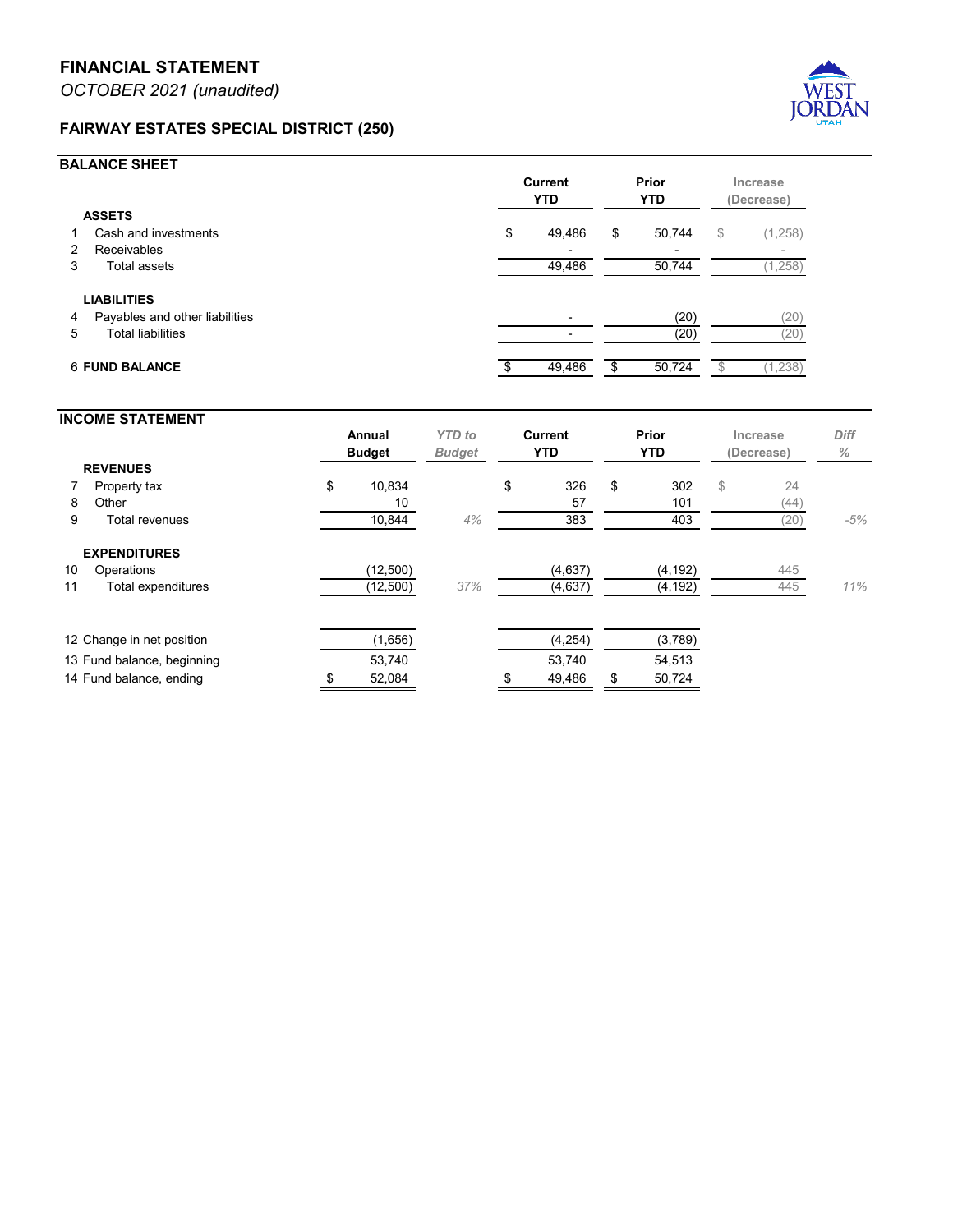# FINANCIAL STATEMENT

*OCTOBER 2021 (unaudited)*

## FAIRWAY ESTATES SPECIAL DISTRICT (250)

### BALANCE SHEET

| | | Current YTD | Prior YTD | Increase (Decrease) |
|---|---|---|---|---|
| | **ASSETS** | | | |
| 1 | Cash and investments | $ 49,486 | $ 50,744 | $ (1,258) |
| 2 | Receivables | - | - | - |
| 3 | Total assets | 49,486 | 50,744 | (1,258) |
| | **LIABILITIES** | | | |
| 4 | Payables and other liabilities | - | (20) | (20) |
| 5 | Total liabilities | - | (20) | (20) |
| 6 | **FUND BALANCE** | $ 49,486 | $ 50,724 | $ (1,238) |

### INCOME STATEMENT

| | | Annual Budget | *YTD to Budget* | Current YTD | Prior YTD | Increase (Decrease) | *Diff %* |
|---|---|---|---|---|---|---|---|
| | **REVENUES** | | | | | | |
| 7 | Property tax | $ 10,834 | | $ 326 | $ 302 | $ 24 | |
| 8 | Other | 10 | | 57 | 101 | (44) | |
| 9 | Total revenues | 10,844 | *4%* | 383 | 403 | (20) | *-5%* |
| | **EXPENDITURES** | | | | | | |
| 10 | Operations | (12,500) | | (4,637) | (4,192) | 445 | |
| 11 | Total expenditures | (12,500) | *37%* | (4,637) | (4,192) | 445 | *11%* |
| 12 | Change in net position | (1,656) | | (4,254) | (3,789) | | |
| 13 | Fund balance, beginning | 53,740 | | 53,740 | 54,513 | | |
| 14 | Fund balance, ending | $ 52,084 | | $ 49,486 | $ 50,724 | | |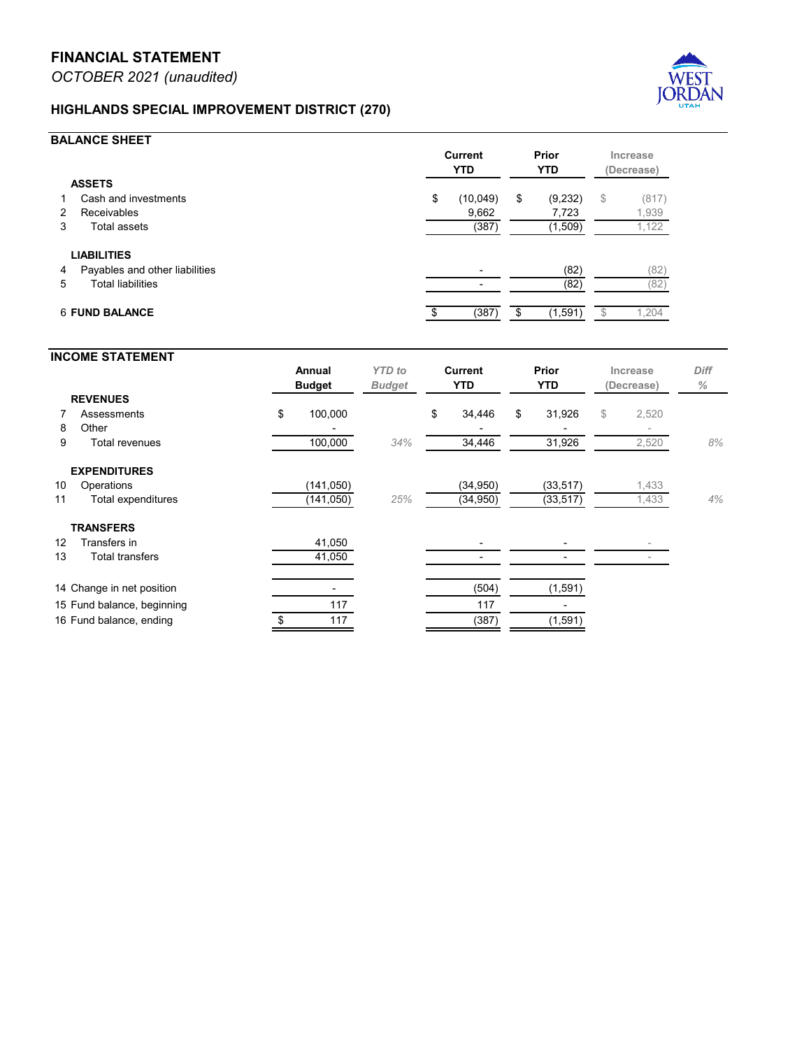# FINANCIAL STATEMENT

*OCTOBER 2021 (unaudited)*

## HIGHLANDS SPECIAL IMPROVEMENT DISTRICT (270)

### BALANCE SHEET

| | | Current YTD | Prior YTD | Increase (Decrease) |
|---|---|---|---|---|
| | **ASSETS** | | | |
| 1 | Cash and investments | $ (10,049) | $ (9,232) | $ (817) |
| 2 | Receivables | 9,662 | 7,723 | 1,939 |
| 3 | Total assets | (387) | (1,509) | 1,122 |
| | **LIABILITIES** | | | |
| 4 | Payables and other liabilities | - | (82) | (82) |
| 5 | Total liabilities | - | (82) | (82) |
| 6 | **FUND BALANCE** | $ (387) | $ (1,591) | $ 1,204 |

### INCOME STATEMENT

| | | Annual Budget | *YTD to Budget* | Current YTD | Prior YTD | Increase (Decrease) | *Diff %* |
|---|---|---|---|---|---|---|---|
| | **REVENUES** | | | | | | |
| 7 | Assessments | $ 100,000 | | $ 34,446 | $ 31,926 | $ 2,520 | |
| 8 | Other | - | | - | - | - | |
| 9 | Total revenues | 100,000 | *34%* | 34,446 | 31,926 | 2,520 | *8%* |
| | **EXPENDITURES** | | | | | | |
| 10 | Operations | (141,050) | | (34,950) | (33,517) | 1,433 | |
| 11 | Total expenditures | (141,050) | *25%* | (34,950) | (33,517) | 1,433 | *4%* |
| | **TRANSFERS** | | | | | | |
| 12 | Transfers in | 41,050 | | - | - | - | |
| 13 | Total transfers | 41,050 | | - | - | - | |
| 14 | Change in net position | - | | (504) | (1,591) | | |
| 15 | Fund balance, beginning | 117 | | 117 | - | | |
| 16 | Fund balance, ending | $ 117 | | (387) | (1,591) | | |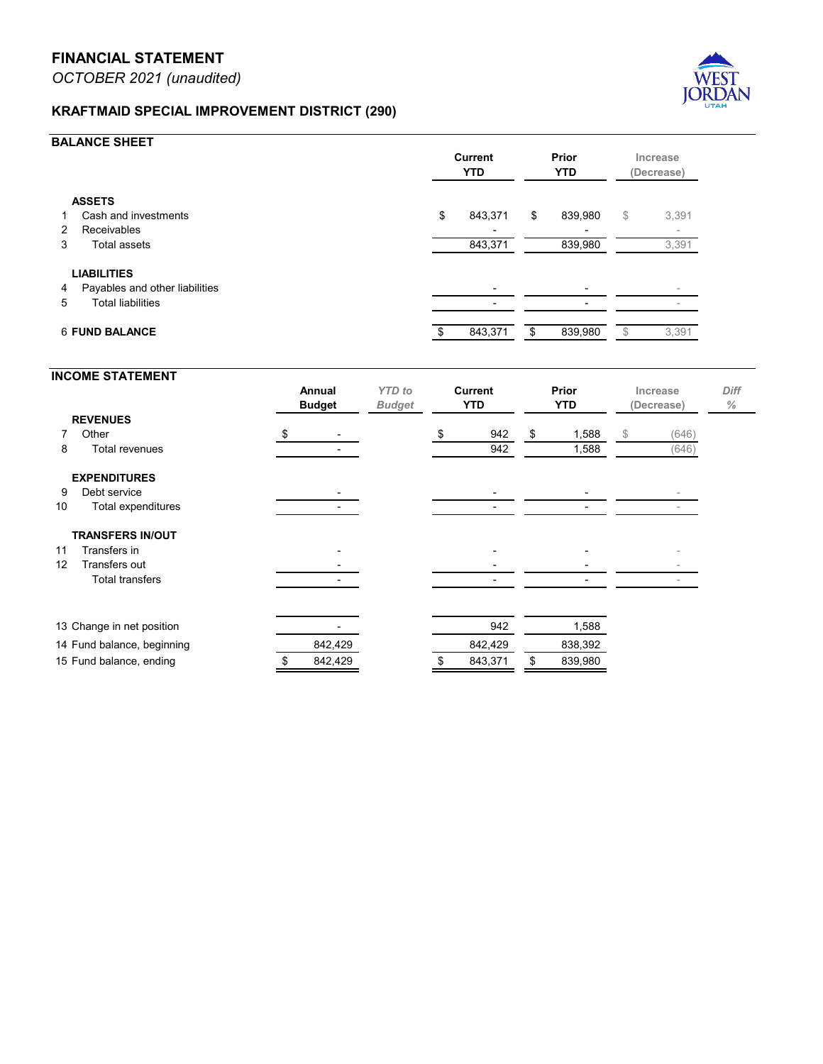# FINANCIAL STATEMENT

*OCTOBER 2021 (unaudited)*

## KRAFTMAID SPECIAL IMPROVEMENT DISTRICT (290)

### BALANCE SHEET

| | | Current YTD | Prior YTD | Increase (Decrease) |
|---|---|---|---|---|
| | **ASSETS** | | | |
| 1 | Cash and investments | $ 843,371 | $ 839,980 | $ 3,391 |
| 2 | Receivables | - | - | - |
| 3 | Total assets | 843,371 | 839,980 | 3,391 |
| | **LIABILITIES** | | | |
| 4 | Payables and other liabilities | - | - | - |
| 5 | Total liabilities | - | - | - |
| 6 | **FUND BALANCE** | $ 843,371 | $ 839,980 | $ 3,391 |

### INCOME STATEMENT

| | | Annual Budget | *YTD to Budget* | Current YTD | Prior YTD | Increase (Decrease) | *Diff %* |
|---|---|---|---|---|---|---|---|
| | **REVENUES** | | | | | | |
| 7 | Other | $ - | | $ 942 | $ 1,588 | $ (646) | |
| 8 | Total revenues | - | | 942 | 1,588 | (646) | |
| | **EXPENDITURES** | | | | | | |
| 9 | Debt service | - | | - | - | - | |
| 10 | Total expenditures | - | | - | - | - | |
| | **TRANSFERS IN/OUT** | | | | | | |
| 11 | Transfers in | - | | - | - | - | |
| 12 | Transfers out | - | | - | - | - | |
| | Total transfers | - | | - | - | - | |
| 13 | Change in net position | - | | 942 | 1,588 | | |
| 14 | Fund balance, beginning | 842,429 | | 842,429 | 838,392 | | |
| 15 | Fund balance, ending | $ 842,429 | | $ 843,371 | $ 839,980 | | |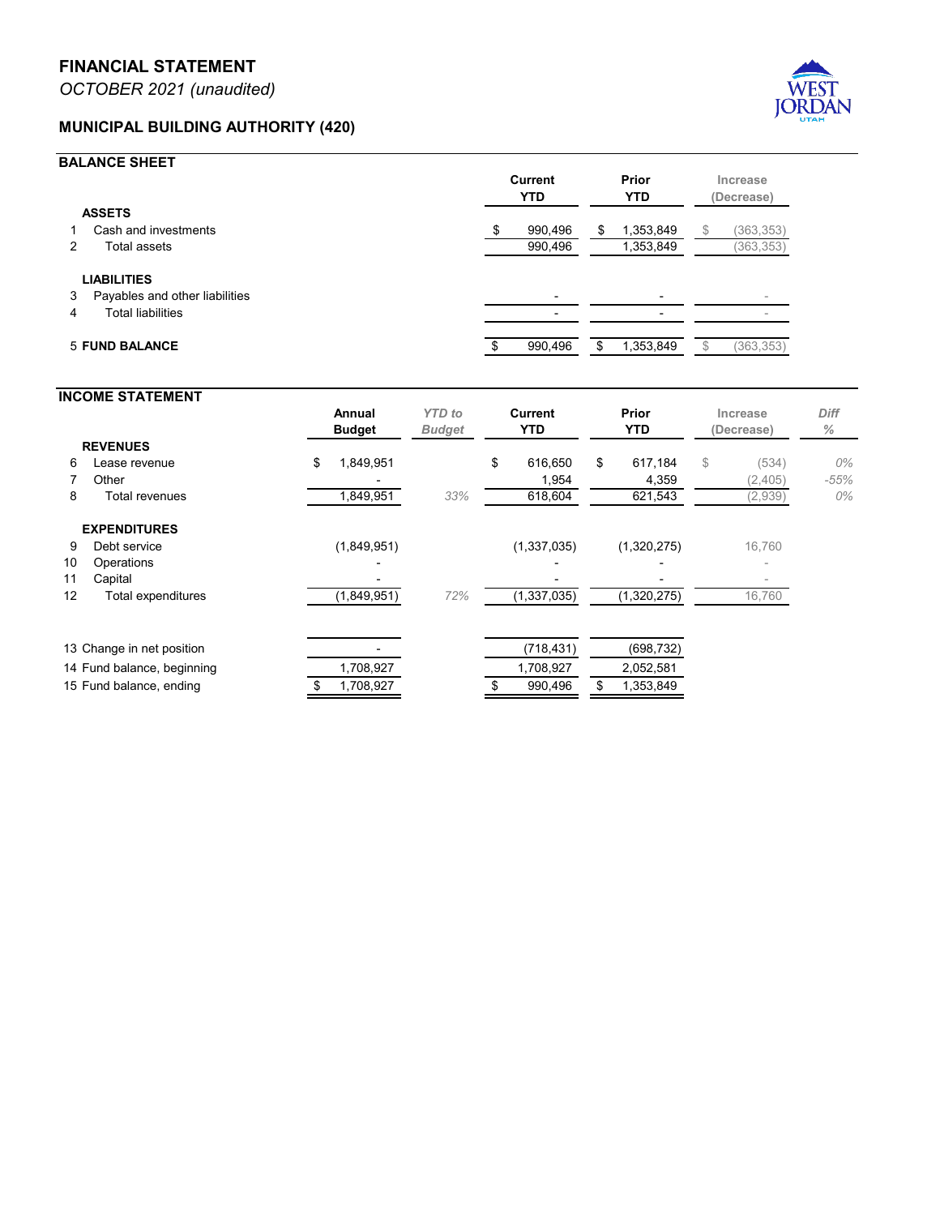# FINANCIAL STATEMENT

*OCTOBER 2021 (unaudited)*

## MUNICIPAL BUILDING AUTHORITY (420)

### BALANCE SHEET

| | | Current YTD | Prior YTD | Increase (Decrease) |
|---|---|---|---|---|
| | **ASSETS** | | | |
| 1 | Cash and investments | $ 990,496 | $ 1,353,849 | $ (363,353) |
| 2 | Total assets | 990,496 | 1,353,849 | (363,353) |
| | **LIABILITIES** | | | |
| 3 | Payables and other liabilities | - | - | - |
| 4 | Total liabilities | - | - | - |
| 5 | **FUND BALANCE** | $ 990,496 | $ 1,353,849 | $ (363,353) |

### INCOME STATEMENT

| | | Annual Budget | *YTD to Budget* | Current YTD | Prior YTD | Increase (Decrease) | *Diff %* |
|---|---|---|---|---|---|---|---|
| | **REVENUES** | | | | | | |
| 6 | Lease revenue | $ 1,849,951 | | $ 616,650 | $ 617,184 | $ (534) | *0%* |
| 7 | Other | - | | 1,954 | 4,359 | (2,405) | *-55%* |
| 8 | Total revenues | 1,849,951 | *33%* | 618,604 | 621,543 | (2,939) | *0%* |
| | **EXPENDITURES** | | | | | | |
| 9 | Debt service | (1,849,951) | | (1,337,035) | (1,320,275) | 16,760 | |
| 10 | Operations | - | | - | - | - | |
| 11 | Capital | - | | - | - | - | |
| 12 | Total expenditures | (1,849,951) | *72%* | (1,337,035) | (1,320,275) | 16,760 | |
| 13 | Change in net position | - | | (718,431) | (698,732) | | |
| 14 | Fund balance, beginning | 1,708,927 | | 1,708,927 | 2,052,581 | | |
| 15 | Fund balance, ending | $ 1,708,927 | | $ 990,496 | $ 1,353,849 | | |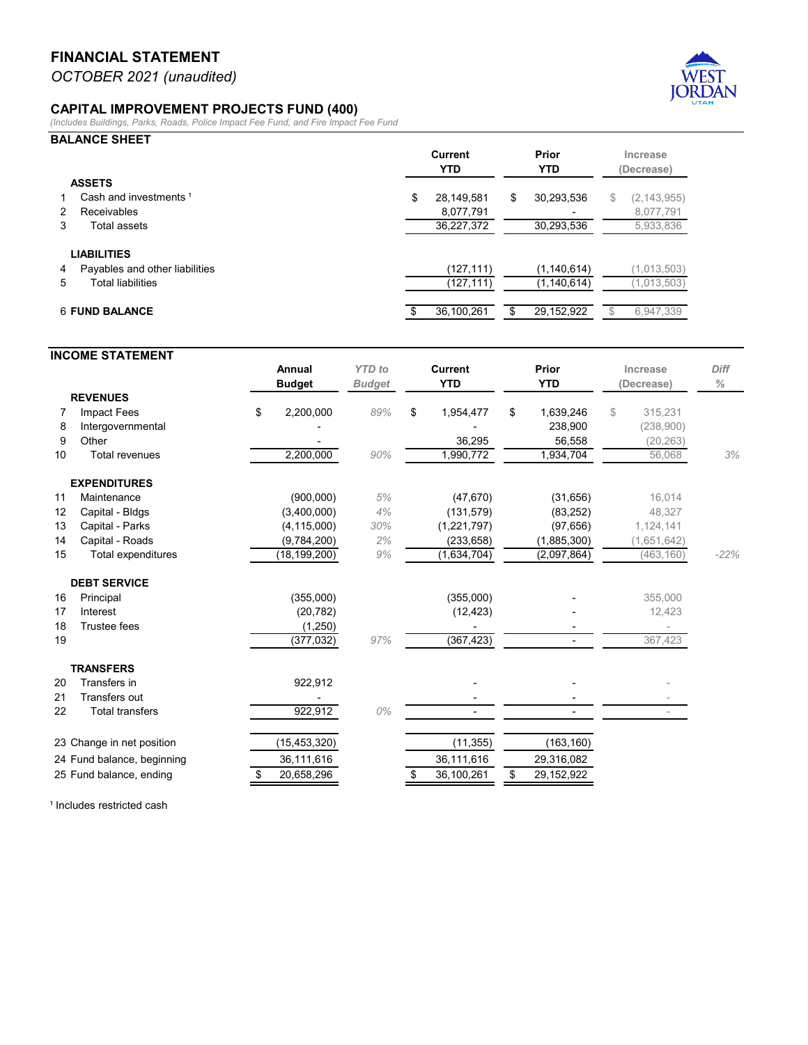# FINANCIAL STATEMENT

*OCTOBER 2021 (unaudited)*

## CAPITAL IMPROVEMENT PROJECTS FUND (400)

*(Includes Buildings, Parks, Roads, Police Impact Fee Fund, and Fire Impact Fee Fund*

### BALANCE SHEET

| | | Current YTD | Prior YTD | Increase (Decrease) |
|---|---|---|---|---|
| | **ASSETS** | | | |
| 1 | Cash and investments [1] | $ 28,149,581 | $ 30,293,536 | $ (2,143,955) |
| 2 | Receivables | 8,077,791 | - | 8,077,791 |
| 3 | Total assets | 36,227,372 | 30,293,536 | 5,933,836 |
| | **LIABILITIES** | | | |
| 4 | Payables and other liabilities | (127,111) | (1,140,614) | (1,013,503) |
| 5 | Total liabilities | (127,111) | (1,140,614) | (1,013,503) |
| 6 | **FUND BALANCE** | $ 36,100,261 | $ 29,152,922 | $ 6,947,339 |

### INCOME STATEMENT

| | | Annual Budget | *YTD to Budget* | Current YTD | Prior YTD | Increase (Decrease) | *Diff %* |
|---|---|---|---|---|---|---|---|
| | **REVENUES** | | | | | | |
| 7 | Impact Fees | $ 2,200,000 | *89%* | $ 1,954,477 | $ 1,639,246 | $ 315,231 | |
| 8 | Intergovernmental | - | | - | 238,900 | (238,900) | |
| 9 | Other | - | | 36,295 | 56,558 | (20,263) | |
| 10 | Total revenues | 2,200,000 | *90%* | 1,990,772 | 1,934,704 | 56,068 | *3%* |
| | **EXPENDITURES** | | | | | | |
| 11 | Maintenance | (900,000) | *5%* | (47,670) | (31,656) | 16,014 | |
| 12 | Capital - Bldgs | (3,400,000) | *4%* | (131,579) | (83,252) | 48,327 | |
| 13 | Capital - Parks | (4,115,000) | *30%* | (1,221,797) | (97,656) | 1,124,141 | |
| 14 | Capital - Roads | (9,784,200) | *2%* | (233,658) | (1,885,300) | (1,651,642) | |
| 15 | Total expenditures | (18,199,200) | *9%* | (1,634,704) | (2,097,864) | (463,160) | *-22%* |
| | **DEBT SERVICE** | | | | | | |
| 16 | Principal | (355,000) | | (355,000) | - | 355,000 | |
| 17 | Interest | (20,782) | | (12,423) | - | 12,423 | |
| 18 | Trustee fees | (1,250) | | - | - | - | |
| 19 | | (377,032) | *97%* | (367,423) | - | 367,423 | |
| | **TRANSFERS** | | | | | | |
| 20 | Transfers in | 922,912 | | - | - | - | |
| 21 | Transfers out | - | | - | - | - | |
| 22 | Total transfers | 922,912 | *0%* | - | - | - | |
| 23 | Change in net position | (15,453,320) | | (11,355) | (163,160) | | |
| 24 | Fund balance, beginning | 36,111,616 | | 36,111,616 | 29,316,082 | | |
| 25 | Fund balance, ending | $ 20,658,296 | | $ 36,100,261 | $ 29,152,922 | | |

[1] Includes restricted cash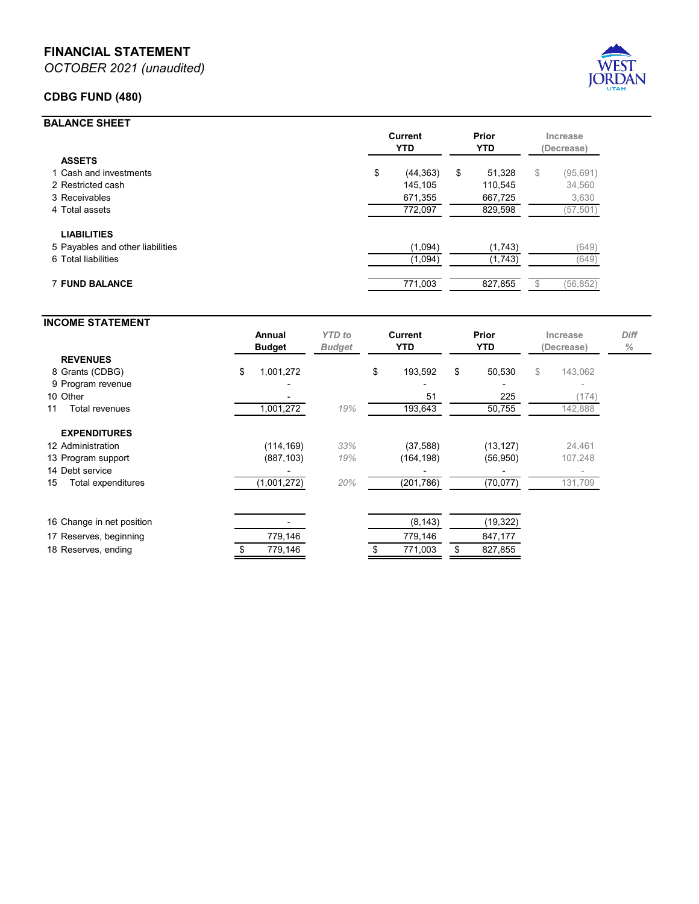# FINANCIAL STATEMENT

*OCTOBER 2021 (unaudited)*

### CDBG FUND (480)

## BALANCE SHEET

| | Current YTD | Prior YTD | Increase (Decrease) |
|---|---|---|---|
| **ASSETS** | | | |
| 1 Cash and investments | $ (44,363) | $ 51,328 | $ (95,691) |
| 2 Restricted cash | 145,105 | 110,545 | 34,560 |
| 3 Receivables | 671,355 | 667,725 | 3,630 |
| 4 Total assets | 772,097 | 829,598 | (57,501) |
| **LIABILITIES** | | | |
| 5 Payables and other liabilities | (1,094) | (1,743) | (649) |
| 6 Total liabilities | (1,094) | (1,743) | (649) |
| 7 **FUND BALANCE** | 771,003 | 827,855 | $ (56,852) |

## INCOME STATEMENT

| | Annual Budget | *YTD to Budget* | Current YTD | Prior YTD | Increase (Decrease) | *Diff %* |
|---|---|---|---|---|---|---|
| **REVENUES** | | | | | | |
| 8 Grants (CDBG) | $ 1,001,272 | | $ 193,592 | $ 50,530 | $ 143,062 | |
| 9 Program revenue | - | | - | - | - | |
| 10 Other | - | | 51 | 225 | (174) | |
| 11 Total revenues | 1,001,272 | *19%* | 193,643 | 50,755 | 142,888 | |
| **EXPENDITURES** | | | | | | |
| 12 Administration | (114,169) | *33%* | (37,588) | (13,127) | 24,461 | |
| 13 Program support | (887,103) | *19%* | (164,198) | (56,950) | 107,248 | |
| 14 Debt service | - | | - | - | - | |
| 15 Total expenditures | (1,001,272) | *20%* | (201,786) | (70,077) | 131,709 | |
| 16 Change in net position | - | | (8,143) | (19,322) | | |
| 17 Reserves, beginning | 779,146 | | 779,146 | 847,177 | | |
| 18 Reserves, ending | $ 779,146 | | $ 771,003 | $ 827,855 | | |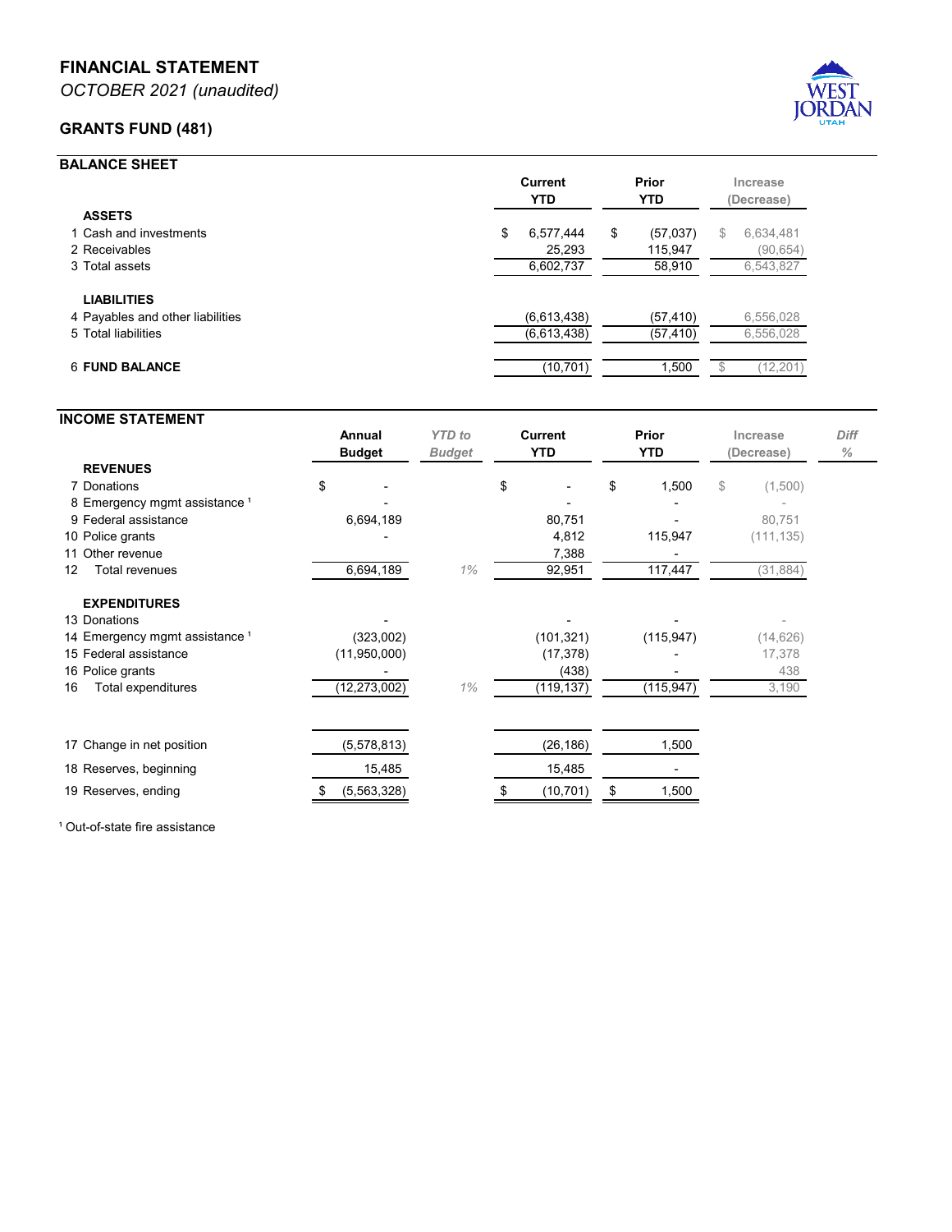# FINANCIAL STATEMENT

*OCTOBER 2021 (unaudited)*

## GRANTS FUND (481)

### BALANCE SHEET

| | Current YTD | Prior YTD | Increase (Decrease) |
|---|---|---|---|
| **ASSETS** | | | |
| 1 Cash and investments | $ 6,577,444 | $ (57,037) | $ 6,634,481 |
| 2 Receivables | 25,293 | 115,947 | (90,654) |
| 3 Total assets | 6,602,737 | 58,910 | 6,543,827 |
| **LIABILITIES** | | | |
| 4 Payables and other liabilities | (6,613,438) | (57,410) | 6,556,028 |
| 5 Total liabilities | (6,613,438) | (57,410) | 6,556,028 |
| 6 **FUND BALANCE** | (10,701) | 1,500 | $ (12,201) |

### INCOME STATEMENT

| | Annual Budget | *YTD to Budget* | Current YTD | Prior YTD | Increase (Decrease) | *Diff %* |
|---|---|---|---|---|---|---|
| **REVENUES** | | | | | | |
| 7 Donations | $ - | | $ - | $ 1,500 | $ (1,500) | |
| 8 Emergency mgmt assistance [1] | - | | - | - | - | |
| 9 Federal assistance | 6,694,189 | | 80,751 | - | 80,751 | |
| 10 Police grants | - | | 4,812 | 115,947 | (111,135) | |
| 11 Other revenue | | | 7,388 | - | | |
| 12 Total revenues | 6,694,189 | *1%* | 92,951 | 117,447 | (31,884) | |
| **EXPENDITURES** | | | | | | |
| 13 Donations | - | | - | - | - | |
| 14 Emergency mgmt assistance [1] | (323,002) | | (101,321) | (115,947) | (14,626) | |
| 15 Federal assistance | (11,950,000) | | (17,378) | - | 17,378 | |
| 16 Police grants | - | | (438) | - | 438 | |
| 16 Total expenditures | (12,273,002) | *1%* | (119,137) | (115,947) | 3,190 | |
| 17 Change in net position | (5,578,813) | | (26,186) | 1,500 | | |
| 18 Reserves, beginning | 15,485 | | 15,485 | - | | |
| 19 Reserves, ending | $ (5,563,328) | | $ (10,701) | $ 1,500 | | |

[1] Out-of-state fire assistance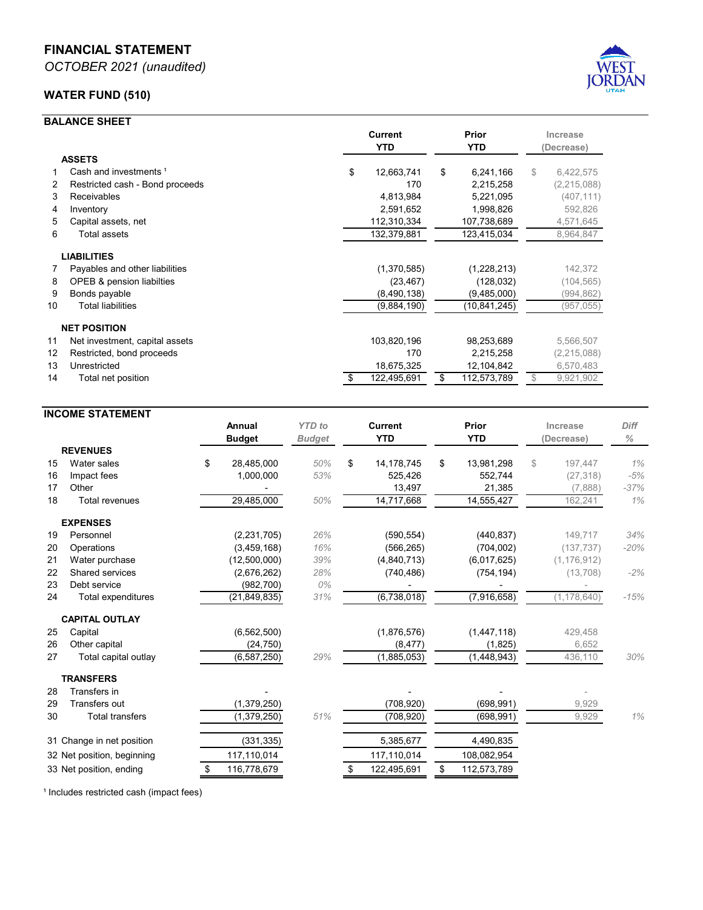# FINANCIAL STATEMENT

*OCTOBER 2021 (unaudited)*

## WATER FUND (510)

### BALANCE SHEET

| | | Current YTD | Prior YTD | Increase (Decrease) |
|---|---|---|---|---|
| | **ASSETS** | | | |
| 1 | Cash and investments [1] | $ 12,663,741 | $ 6,241,166 | $ 6,422,575 |
| 2 | Restricted cash - Bond proceeds | 170 | 2,215,258 | (2,215,088) |
| 3 | Receivables | 4,813,984 | 5,221,095 | (407,111) |
| 4 | Inventory | 2,591,652 | 1,998,826 | 592,826 |
| 5 | Capital assets, net | 112,310,334 | 107,738,689 | 4,571,645 |
| 6 | Total assets | 132,379,881 | 123,415,034 | 8,964,847 |
| | **LIABILITIES** | | | |
| 7 | Payables and other liabilities | (1,370,585) | (1,228,213) | 142,372 |
| 8 | OPEB & pension liabilties | (23,467) | (128,032) | (104,565) |
| 9 | Bonds payable | (8,490,138) | (9,485,000) | (994,862) |
| 10 | Total liabilities | (9,884,190) | (10,841,245) | (957,055) |
| | **NET POSITION** | | | |
| 11 | Net investment, capital assets | 103,820,196 | 98,253,689 | 5,566,507 |
| 12 | Restricted, bond proceeds | 170 | 2,215,258 | (2,215,088) |
| 13 | Unrestricted | 18,675,325 | 12,104,842 | 6,570,483 |
| 14 | Total net position | $ 122,495,691 | $ 112,573,789 | $ 9,921,902 |

### INCOME STATEMENT

| | | Annual Budget | YTD to Budget | Current YTD | Prior YTD | Increase (Decrease) | Diff % |
|---|---|---|---|---|---|---|---|
| | **REVENUES** | | | | | | |
| 15 | Water sales | $ 28,485,000 | 50% | $ 14,178,745 | $ 13,981,298 | $ 197,447 | 1% |
| 16 | Impact fees | 1,000,000 | 53% | 525,426 | 552,744 | (27,318) | -5% |
| 17 | Other | - | | 13,497 | 21,385 | (7,888) | -37% |
| 18 | Total revenues | 29,485,000 | 50% | 14,717,668 | 14,555,427 | 162,241 | 1% |
| | **EXPENSES** | | | | | | |
| 19 | Personnel | (2,231,705) | 26% | (590,554) | (440,837) | 149,717 | 34% |
| 20 | Operations | (3,459,168) | 16% | (566,265) | (704,002) | (137,737) | -20% |
| 21 | Water purchase | (12,500,000) | 39% | (4,840,713) | (6,017,625) | (1,176,912) | |
| 22 | Shared services | (2,676,262) | 28% | (740,486) | (754,194) | (13,708) | -2% |
| 23 | Debt service | (982,700) | 0% | - | - | - | |
| 24 | Total expenditures | (21,849,835) | 31% | (6,738,018) | (7,916,658) | (1,178,640) | -15% |
| | **CAPITAL OUTLAY** | | | | | | |
| 25 | Capital | (6,562,500) | | (1,876,576) | (1,447,118) | 429,458 | |
| 26 | Other capital | (24,750) | | (8,477) | (1,825) | 6,652 | |
| 27 | Total capital outlay | (6,587,250) | 29% | (1,885,053) | (1,448,943) | 436,110 | 30% |
| | **TRANSFERS** | | | | | | |
| 28 | Transfers in | - | | - | - | - | |
| 29 | Transfers out | (1,379,250) | | (708,920) | (698,991) | 9,929 | |
| 30 | Total transfers | (1,379,250) | 51% | (708,920) | (698,991) | 9,929 | 1% |
| 31 | Change in net position | (331,335) | | 5,385,677 | 4,490,835 | | |
| 32 | Net position, beginning | 117,110,014 | | 117,110,014 | 108,082,954 | | |
| 33 | Net position, ending | $ 116,778,679 | | $ 122,495,691 | $ 112,573,789 | | |

[1] Includes restricted cash (impact fees)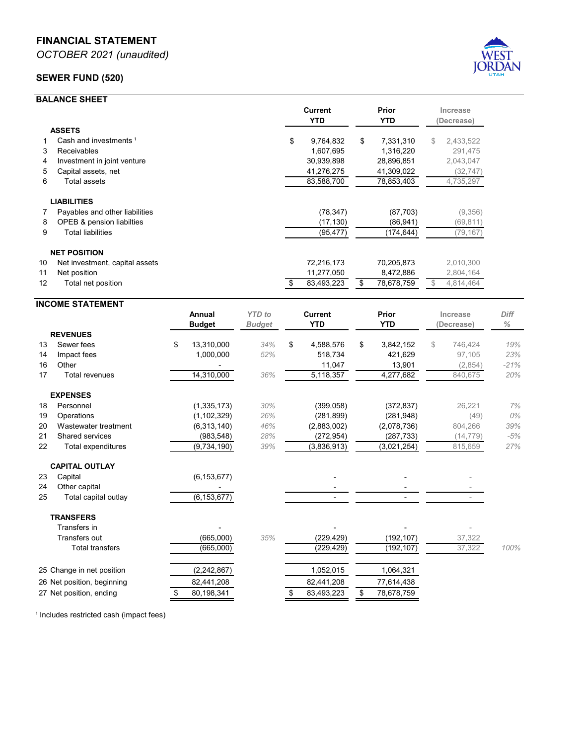# FINANCIAL STATEMENT

*OCTOBER 2021 (unaudited)*

## SEWER FUND (520)

### BALANCE SHEET

| | | Current YTD | Prior YTD | Increase (Decrease) |
|---|---|---|---|---|
| | **ASSETS** | | | |
| 1 | Cash and investments [1] | $ 9,764,832 | $ 7,331,310 | $ 2,433,522 |
| 3 | Receivables | 1,607,695 | 1,316,220 | 291,475 |
| 4 | Investment in joint venture | 30,939,898 | 28,896,851 | 2,043,047 |
| 5 | Capital assets, net | 41,276,275 | 41,309,022 | (32,747) |
| 6 | Total assets | 83,588,700 | 78,853,403 | 4,735,297 |
| | **LIABILITIES** | | | |
| 7 | Payables and other liabilities | (78,347) | (87,703) | (9,356) |
| 8 | OPEB & pension liabilties | (17,130) | (86,941) | (69,811) |
| 9 | Total liabilities | (95,477) | (174,644) | (79,167) |
| | **NET POSITION** | | | |
| 10 | Net investment, capital assets | 72,216,173 | 70,205,873 | 2,010,300 |
| 11 | Net position | 11,277,050 | 8,472,886 | 2,804,164 |
| 12 | Total net position | $ 83,493,223 | $ 78,678,759 | $ 4,814,464 |

### INCOME STATEMENT

| | | Annual Budget | *YTD to Budget* | Current YTD | Prior YTD | Increase (Decrease) | *Diff %* |
|---|---|---|---|---|---|---|---|
| | **REVENUES** | | | | | | |
| 13 | Sewer fees | $ 13,310,000 | *34%* | $ 4,588,576 | $ 3,842,152 | $ 746,424 | *19%* |
| 14 | Impact fees | 1,000,000 | *52%* | 518,734 | 421,629 | 97,105 | *23%* |
| 16 | Other | - | | 11,047 | 13,901 | (2,854) | *-21%* |
| 17 | Total revenues | 14,310,000 | *36%* | 5,118,357 | 4,277,682 | 840,675 | *20%* |
| | **EXPENSES** | | | | | | |
| 18 | Personnel | (1,335,173) | *30%* | (399,058) | (372,837) | 26,221 | *7%* |
| 19 | Operations | (1,102,329) | *26%* | (281,899) | (281,948) | (49) | *0%* |
| 20 | Wastewater treatment | (6,313,140) | *46%* | (2,883,002) | (2,078,736) | 804,266 | *39%* |
| 21 | Shared services | (983,548) | *28%* | (272,954) | (287,733) | (14,779) | *-5%* |
| 22 | Total expenditures | (9,734,190) | *39%* | (3,836,913) | (3,021,254) | 815,659 | *27%* |
| | **CAPITAL OUTLAY** | | | | | | |
| 23 | Capital | (6,153,677) | | - | - | - | |
| 24 | Other capital | - | | - | - | - | |
| 25 | Total capital outlay | (6,153,677) | | - | - | - | |
| | **TRANSFERS** | | | | | | |
| | Transfers in | - | | - | - | - | |
| | Transfers out | (665,000) | *35%* | (229,429) | (192,107) | 37,322 | |
| | Total transfers | (665,000) | | (229,429) | (192,107) | 37,322 | *100%* |
| 25 | Change in net position | (2,242,867) | | 1,052,015 | 1,064,321 | | |
| 26 | Net position, beginning | 82,441,208 | | 82,441,208 | 77,614,438 | | |
| 27 | Net position, ending | $ 80,198,341 | | $ 83,493,223 | $ 78,678,759 | | |

[1] Includes restricted cash (impact fees)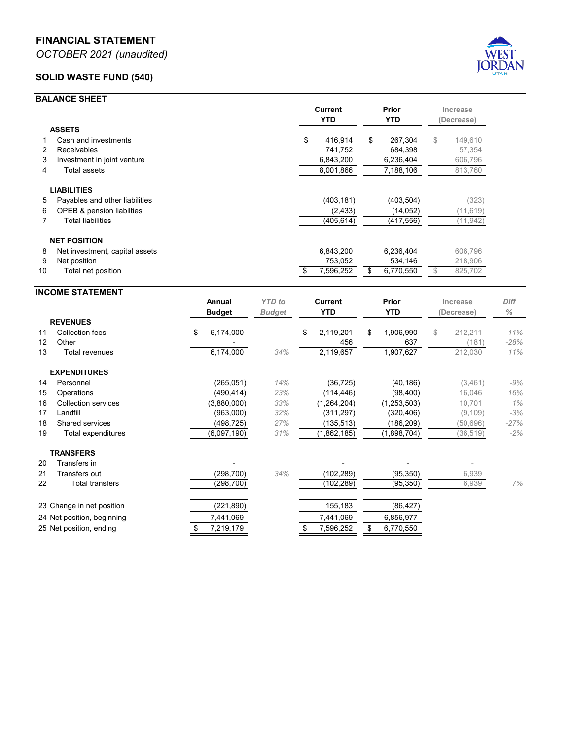# FINANCIAL STATEMENT

*OCTOBER 2021 (unaudited)*

## SOLID WASTE FUND (540)

### BALANCE SHEET

| | | Current YTD | Prior YTD | Increase (Decrease) |
|---|---|---|---|---|
| | **ASSETS** | | | |
| 1 | Cash and investments | $ 416,914 | $ 267,304 | $ 149,610 |
| 2 | Receivables | 741,752 | 684,398 | 57,354 |
| 3 | Investment in joint venture | 6,843,200 | 6,236,404 | 606,796 |
| 4 | Total assets | 8,001,866 | 7,188,106 | 813,760 |
| | **LIABILITIES** | | | |
| 5 | Payables and other liabilities | (403,181) | (403,504) | (323) |
| 6 | OPEB & pension liabilties | (2,433) | (14,052) | (11,619) |
| 7 | Total liabilities | (405,614) | (417,556) | (11,942) |
| | **NET POSITION** | | | |
| 8 | Net investment, capital assets | 6,843,200 | 6,236,404 | 606,796 |
| 9 | Net position | 753,052 | 534,146 | 218,906 |
| 10 | Total net position | $ 7,596,252 | $ 6,770,550 | $ 825,702 |

### INCOME STATEMENT

| | | Annual Budget | *YTD to Budget* | Current YTD | Prior YTD | Increase (Decrease) | *Diff %* |
|---|---|---|---|---|---|---|---|
| | **REVENUES** | | | | | | |
| 11 | Collection fees | $ 6,174,000 | | $ 2,119,201 | $ 1,906,990 | $ 212,211 | *11%* |
| 12 | Other | - | | 456 | 637 | (181) | *-28%* |
| 13 | Total revenues | 6,174,000 | *34%* | 2,119,657 | 1,907,627 | 212,030 | *11%* |
| | **EXPENDITURES** | | | | | | |
| 14 | Personnel | (265,051) | *14%* | (36,725) | (40,186) | (3,461) | *-9%* |
| 15 | Operations | (490,414) | *23%* | (114,446) | (98,400) | 16,046 | *16%* |
| 16 | Collection services | (3,880,000) | *33%* | (1,264,204) | (1,253,503) | 10,701 | *1%* |
| 17 | Landfill | (963,000) | *32%* | (311,297) | (320,406) | (9,109) | *-3%* |
| 18 | Shared services | (498,725) | *27%* | (135,513) | (186,209) | (50,696) | *-27%* |
| 19 | Total expenditures | (6,097,190) | *31%* | (1,862,185) | (1,898,704) | (36,519) | *-2%* |
| | **TRANSFERS** | | | | | | |
| 20 | Transfers in | - | | - | - | - | |
| 21 | Transfers out | (298,700) | *34%* | (102,289) | (95,350) | 6,939 | |
| 22 | Total transfers | (298,700) | | (102,289) | (95,350) | 6,939 | *7%* |
| 23 | Change in net position | (221,890) | | 155,183 | (86,427) | | |
| 24 | Net position, beginning | 7,441,069 | | 7,441,069 | 6,856,977 | | |
| 25 | Net position, ending | $ 7,219,179 | | $ 7,596,252 | $ 6,770,550 | | |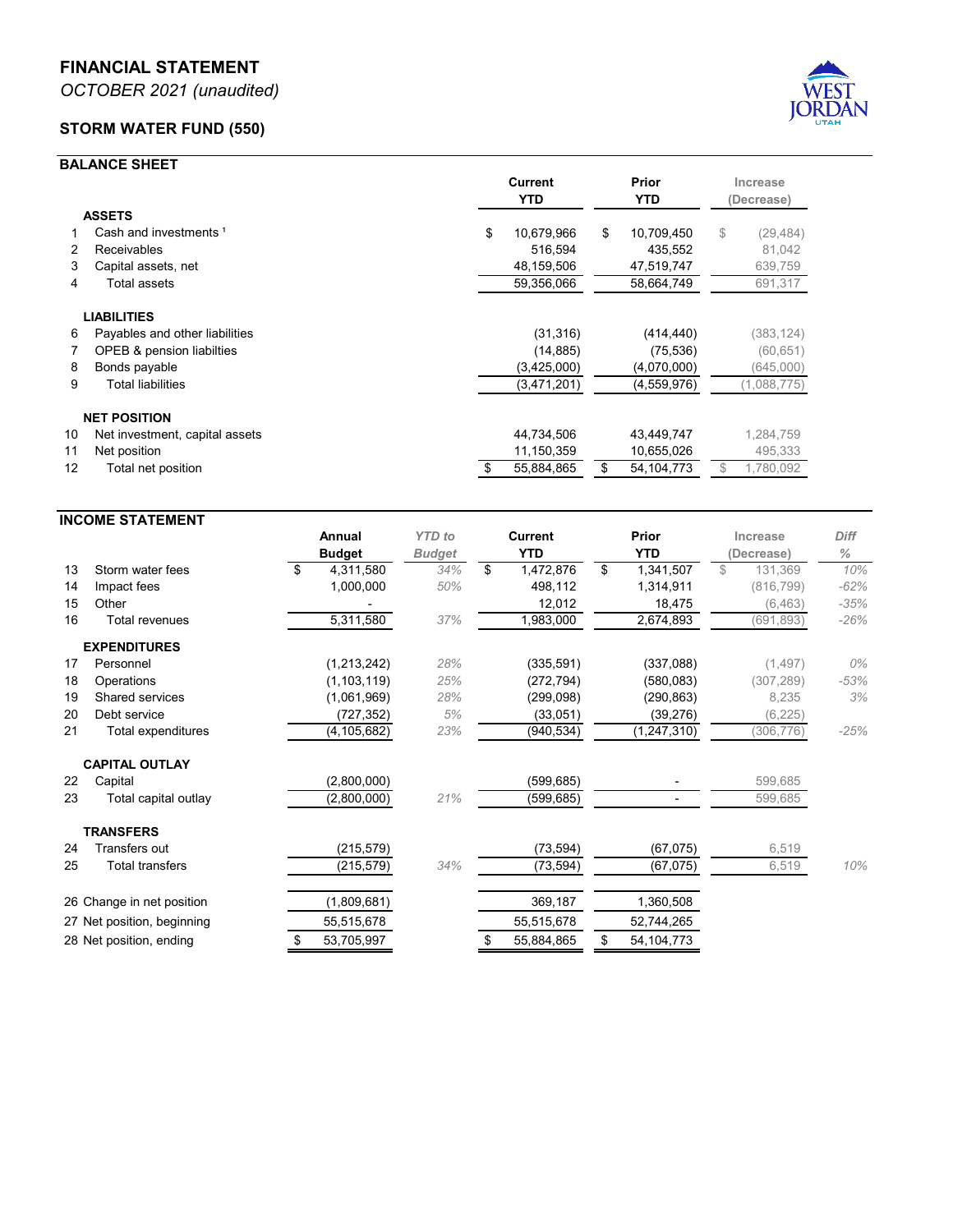# FINANCIAL STATEMENT

*OCTOBER 2021 (unaudited)*

## STORM WATER FUND (550)

### BALANCE SHEET

| | | Current YTD | Prior YTD | Increase (Decrease) |
|---|---|---|---|---|
| | **ASSETS** | | | |
| 1 | Cash and investments [1] | $ 10,679,966 | $ 10,709,450 | $ (29,484) |
| 2 | Receivables | 516,594 | 435,552 | 81,042 |
| 3 | Capital assets, net | 48,159,506 | 47,519,747 | 639,759 |
| 4 | Total assets | 59,356,066 | 58,664,749 | 691,317 |
| | **LIABILITIES** | | | |
| 6 | Payables and other liabilities | (31,316) | (414,440) | (383,124) |
| 7 | OPEB & pension liabilties | (14,885) | (75,536) | (60,651) |
| 8 | Bonds payable | (3,425,000) | (4,070,000) | (645,000) |
| 9 | Total liabilities | (3,471,201) | (4,559,976) | (1,088,775) |
| | **NET POSITION** | | | |
| 10 | Net investment, capital assets | 44,734,506 | 43,449,747 | 1,284,759 |
| 11 | Net position | 11,150,359 | 10,655,026 | 495,333 |
| 12 | Total net position | $ 55,884,865 | $ 54,104,773 | $ 1,780,092 |

### INCOME STATEMENT

| | | Annual Budget | *YTD to Budget* | Current YTD | Prior YTD | Increase (Decrease) | *Diff %* |
|---|---|---|---|---|---|---|---|
| 13 | Storm water fees | $ 4,311,580 | *34%* | $ 1,472,876 | $ 1,341,507 | $ 131,369 | *10%* |
| 14 | Impact fees | 1,000,000 | *50%* | 498,112 | 1,314,911 | (816,799) | *-62%* |
| 15 | Other | - | | 12,012 | 18,475 | (6,463) | *-35%* |
| 16 | Total revenues | 5,311,580 | *37%* | 1,983,000 | 2,674,893 | (691,893) | *-26%* |
| | **EXPENDITURES** | | | | | | |
| 17 | Personnel | (1,213,242) | *28%* | (335,591) | (337,088) | (1,497) | *0%* |
| 18 | Operations | (1,103,119) | *25%* | (272,794) | (580,083) | (307,289) | *-53%* |
| 19 | Shared services | (1,061,969) | *28%* | (299,098) | (290,863) | 8,235 | *3%* |
| 20 | Debt service | (727,352) | *5%* | (33,051) | (39,276) | (6,225) | |
| 21 | Total expenditures | (4,105,682) | *23%* | (940,534) | (1,247,310) | (306,776) | *-25%* |
| | **CAPITAL OUTLAY** | | | | | | |
| 22 | Capital | (2,800,000) | | (599,685) | - | 599,685 | |
| 23 | Total capital outlay | (2,800,000) | *21%* | (599,685) | - | 599,685 | |
| | **TRANSFERS** | | | | | | |
| 24 | Transfers out | (215,579) | | (73,594) | (67,075) | 6,519 | |
| 25 | Total transfers | (215,579) | *34%* | (73,594) | (67,075) | 6,519 | *10%* |
| 26 | Change in net position | (1,809,681) | | 369,187 | 1,360,508 | | |
| 27 | Net position, beginning | 55,515,678 | | 55,515,678 | 52,744,265 | | |
| 28 | Net position, ending | $ 53,705,997 | | $ 55,884,865 | $ 54,104,773 | | |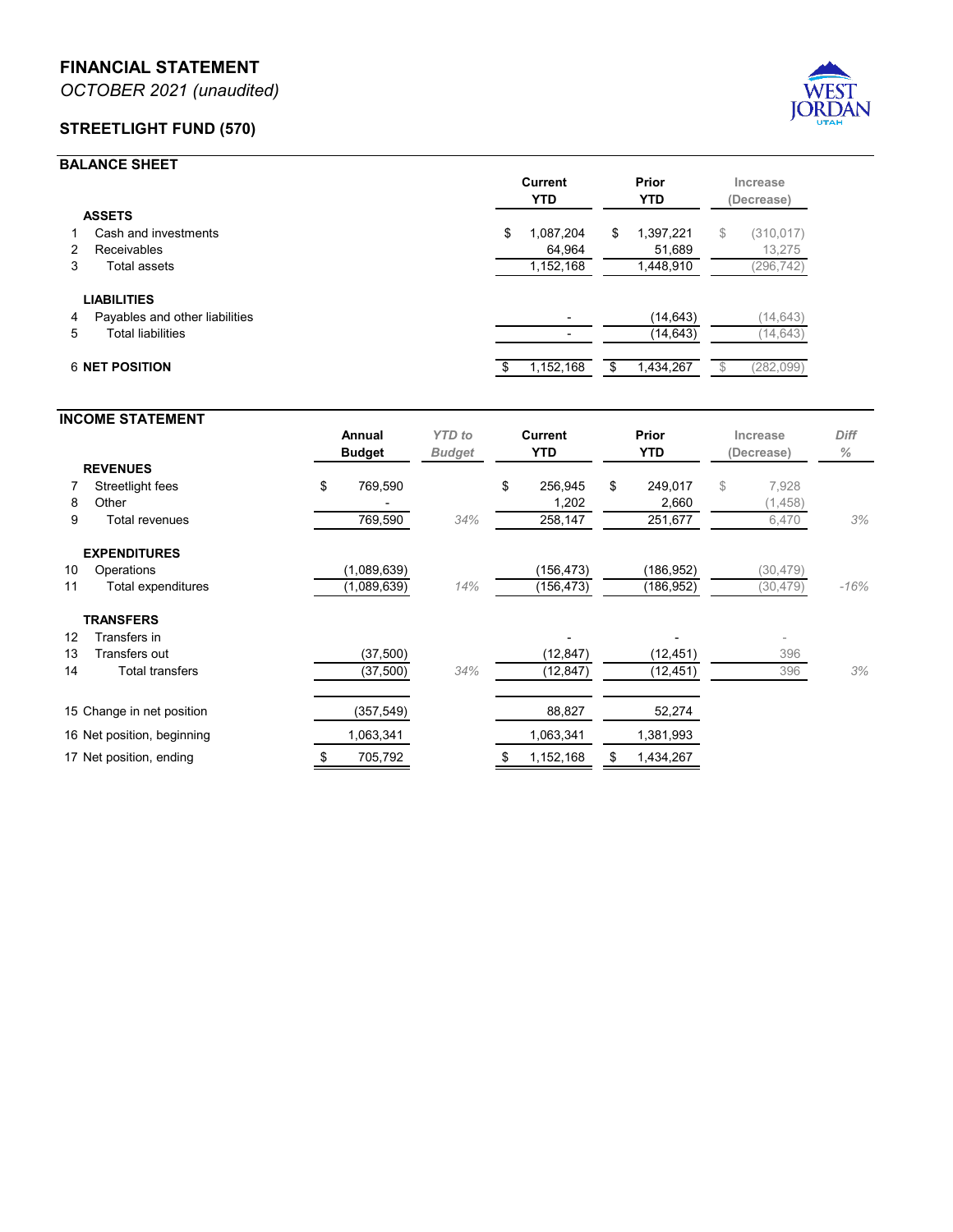# FINANCIAL STATEMENT

*OCTOBER 2021 (unaudited)*

## STREETLIGHT FUND (570)

### BALANCE SHEET

| | | Current YTD | Prior YTD | Increase (Decrease) |
|---|---|---|---|---|
| | **ASSETS** | | | |
| 1 | Cash and investments | $ 1,087,204 | $ 1,397,221 | $ (310,017) |
| 2 | Receivables | 64,964 | 51,689 | 13,275 |
| 3 | Total assets | 1,152,168 | 1,448,910 | (296,742) |
| | **LIABILITIES** | | | |
| 4 | Payables and other liabilities | - | (14,643) | (14,643) |
| 5 | Total liabilities | - | (14,643) | (14,643) |
| 6 | **NET POSITION** | $ 1,152,168 | $ 1,434,267 | $ (282,099) |

### INCOME STATEMENT

| | | Annual Budget | *YTD to Budget* | Current YTD | Prior YTD | Increase (Decrease) | *Diff %* |
|---|---|---|---|---|---|---|---|
| | **REVENUES** | | | | | | |
| 7 | Streetlight fees | $ 769,590 | | $ 256,945 | $ 249,017 | $ 7,928 | |
| 8 | Other | - | | 1,202 | 2,660 | (1,458) | |
| 9 | Total revenues | 769,590 | *34%* | 258,147 | 251,677 | 6,470 | *3%* |
| | **EXPENDITURES** | | | | | | |
| 10 | Operations | (1,089,639) | | (156,473) | (186,952) | (30,479) | |
| 11 | Total expenditures | (1,089,639) | *14%* | (156,473) | (186,952) | (30,479) | *-16%* |
| | **TRANSFERS** | | | | | | |
| 12 | Transfers in | | | - | - | - | |
| 13 | Transfers out | (37,500) | | (12,847) | (12,451) | 396 | |
| 14 | Total transfers | (37,500) | *34%* | (12,847) | (12,451) | 396 | *3%* |
| 15 | Change in net position | (357,549) | | 88,827 | 52,274 | | |
| 16 | Net position, beginning | 1,063,341 | | 1,063,341 | 1,381,993 | | |
| 17 | Net position, ending | $ 705,792 | | $ 1,152,168 | $ 1,434,267 | | |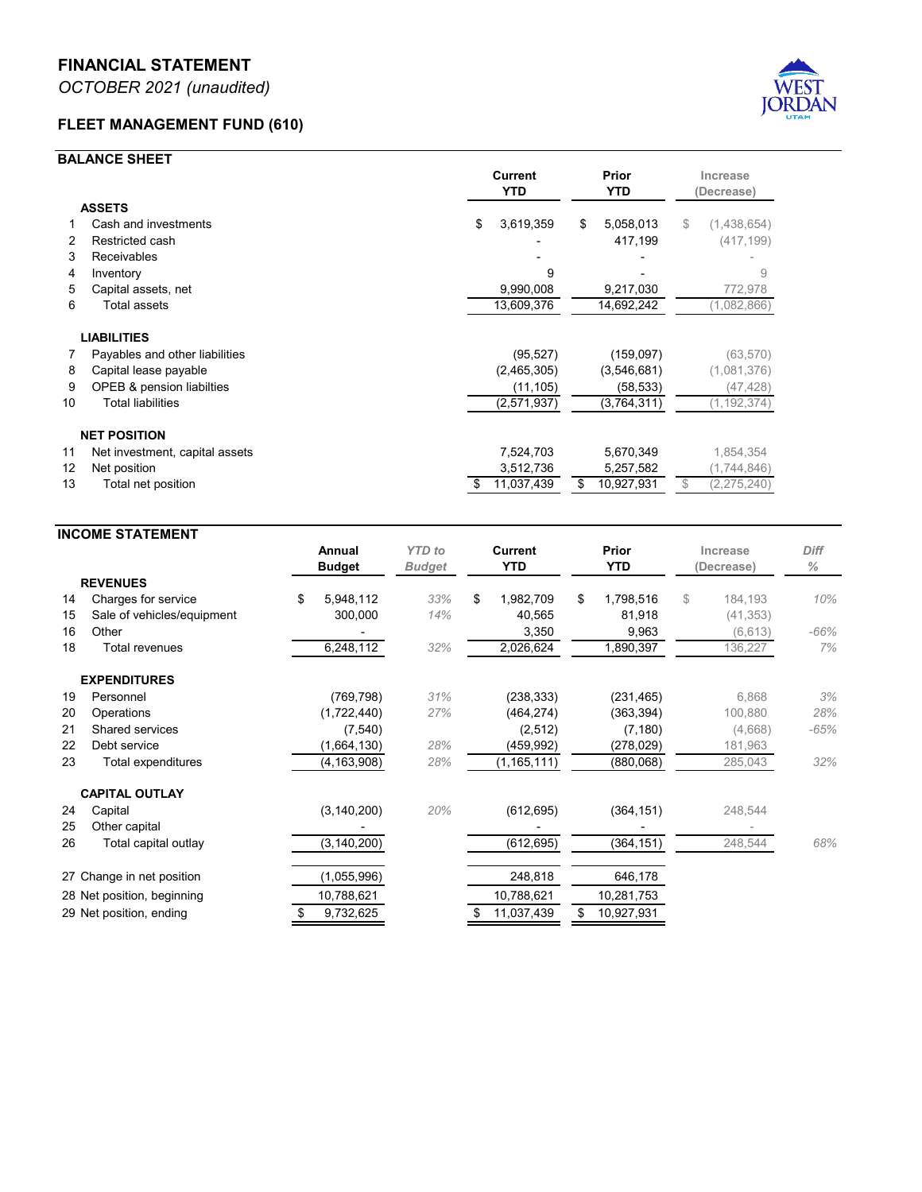# FINANCIAL STATEMENT

*OCTOBER 2021 (unaudited)*

## FLEET MANAGEMENT FUND (610)

### BALANCE SHEET

| | | Current YTD | Prior YTD | Increase (Decrease) |
|---|---|---|---|---|
| | **ASSETS** | | | |
| 1 | Cash and investments | $ 3,619,359 | $ 5,058,013 | $ (1,438,654) |
| 2 | Restricted cash | - | 417,199 | (417,199) |
| 3 | Receivables | - | - | - |
| 4 | Inventory | 9 | - | 9 |
| 5 | Capital assets, net | 9,990,008 | 9,217,030 | 772,978 |
| 6 | Total assets | 13,609,376 | 14,692,242 | (1,082,866) |
| | **LIABILITIES** | | | |
| 7 | Payables and other liabilities | (95,527) | (159,097) | (63,570) |
| 8 | Capital lease payable | (2,465,305) | (3,546,681) | (1,081,376) |
| 9 | OPEB & pension liabilties | (11,105) | (58,533) | (47,428) |
| 10 | Total liabilities | (2,571,937) | (3,764,311) | (1,192,374) |
| | **NET POSITION** | | | |
| 11 | Net investment, capital assets | 7,524,703 | 5,670,349 | 1,854,354 |
| 12 | Net position | 3,512,736 | 5,257,582 | (1,744,846) |
| 13 | Total net position | $ 11,037,439 | $ 10,927,931 | $ (2,275,240) |

### INCOME STATEMENT

| | | Annual Budget | *YTD to Budget* | Current YTD | Prior YTD | Increase (Decrease) | *Diff %* |
|---|---|---|---|---|---|---|---|
| | **REVENUES** | | | | | | |
| 14 | Charges for service | $ 5,948,112 | *33%* | $ 1,982,709 | $ 1,798,516 | $ 184,193 | *10%* |
| 15 | Sale of vehicles/equipment | 300,000 | *14%* | 40,565 | 81,918 | (41,353) | |
| 16 | Other | - | | 3,350 | 9,963 | (6,613) | *-66%* |
| 18 | Total revenues | 6,248,112 | *32%* | 2,026,624 | 1,890,397 | 136,227 | *7%* |
| | **EXPENDITURES** | | | | | | |
| 19 | Personnel | (769,798) | *31%* | (238,333) | (231,465) | 6,868 | *3%* |
| 20 | Operations | (1,722,440) | *27%* | (464,274) | (363,394) | 100,880 | *28%* |
| 21 | Shared services | (7,540) | | (2,512) | (7,180) | (4,668) | *-65%* |
| 22 | Debt service | (1,664,130) | *28%* | (459,992) | (278,029) | 181,963 | |
| 23 | Total expenditures | (4,163,908) | *28%* | (1,165,111) | (880,068) | 285,043 | *32%* |
| | **CAPITAL OUTLAY** | | | | | | |
| 24 | Capital | (3,140,200) | *20%* | (612,695) | (364,151) | 248,544 | |
| 25 | Other capital | - | | - | - | - | |
| 26 | Total capital outlay | (3,140,200) | | (612,695) | (364,151) | 248,544 | *68%* |
| 27 | Change in net position | (1,055,996) | | 248,818 | 646,178 | | |
| 28 | Net position, beginning | 10,788,621 | | 10,788,621 | 10,281,753 | | |
| 29 | Net position, ending | $ 9,732,625 | | $ 11,037,439 | $ 10,927,931 | | |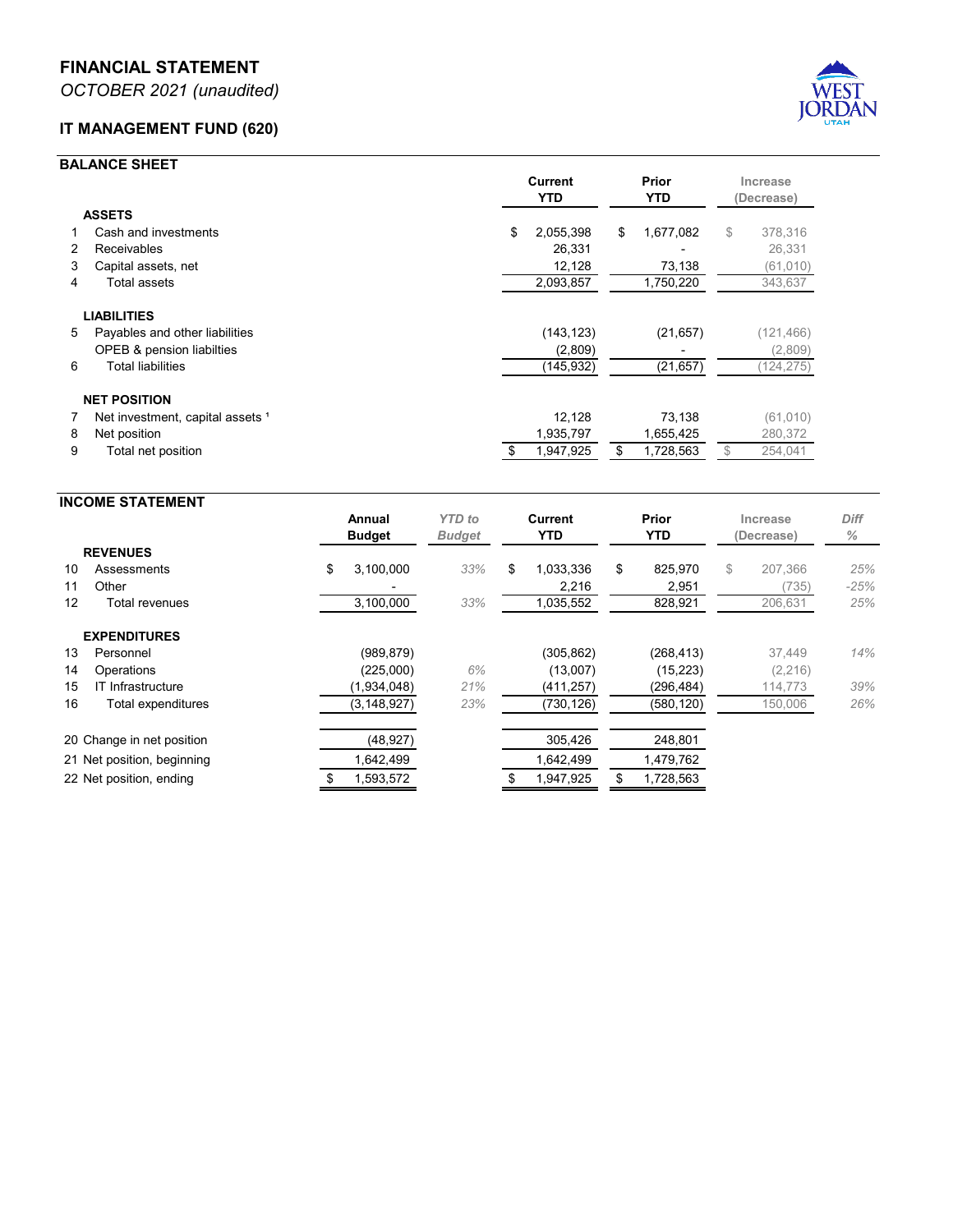# FINANCIAL STATEMENT

*OCTOBER 2021 (unaudited)*

## IT MANAGEMENT FUND (620)

### BALANCE SHEET

| | | Current YTD | Prior YTD | Increase (Decrease) |
|---|---|---|---|---|
| | **ASSETS** | | | |
| 1 | Cash and investments | $ 2,055,398 | $ 1,677,082 | $ 378,316 |
| 2 | Receivables | 26,331 | - | 26,331 |
| 3 | Capital assets, net | 12,128 | 73,138 | (61,010) |
| 4 | Total assets | 2,093,857 | 1,750,220 | 343,637 |
| | **LIABILITIES** | | | |
| 5 | Payables and other liabilities | (143,123) | (21,657) | (121,466) |
| | OPEB & pension liabilties | (2,809) | - | (2,809) |
| 6 | Total liabilities | (145,932) | (21,657) | (124,275) |
| | **NET POSITION** | | | |
| 7 | Net investment, capital assets [1] | 12,128 | 73,138 | (61,010) |
| 8 | Net position | 1,935,797 | 1,655,425 | 280,372 |
| 9 | Total net position | $ 1,947,925 | $ 1,728,563 | $ 254,041 |

### INCOME STATEMENT

| | | Annual Budget | *YTD to Budget* | Current YTD | Prior YTD | Increase (Decrease) | *Diff %* |
|---|---|---|---|---|---|---|---|
| | **REVENUES** | | | | | | |
| 10 | Assessments | $ 3,100,000 | *33%* | $ 1,033,336 | $ 825,970 | $ 207,366 | *25%* |
| 11 | Other | - | | 2,216 | 2,951 | (735) | *-25%* |
| 12 | Total revenues | 3,100,000 | *33%* | 1,035,552 | 828,921 | 206,631 | *25%* |
| | **EXPENDITURES** | | | | | | |
| 13 | Personnel | (989,879) | | (305,862) | (268,413) | 37,449 | *14%* |
| 14 | Operations | (225,000) | *6%* | (13,007) | (15,223) | (2,216) | |
| 15 | IT Infrastructure | (1,934,048) | *21%* | (411,257) | (296,484) | 114,773 | *39%* |
| 16 | Total expenditures | (3,148,927) | *23%* | (730,126) | (580,120) | 150,006 | *26%* |
| 20 | Change in net position | (48,927) | | 305,426 | 248,801 | | |
| 21 | Net position, beginning | 1,642,499 | | 1,642,499 | 1,479,762 | | |
| 22 | Net position, ending | $ 1,593,572 | | $ 1,947,925 | $ 1,728,563 | | |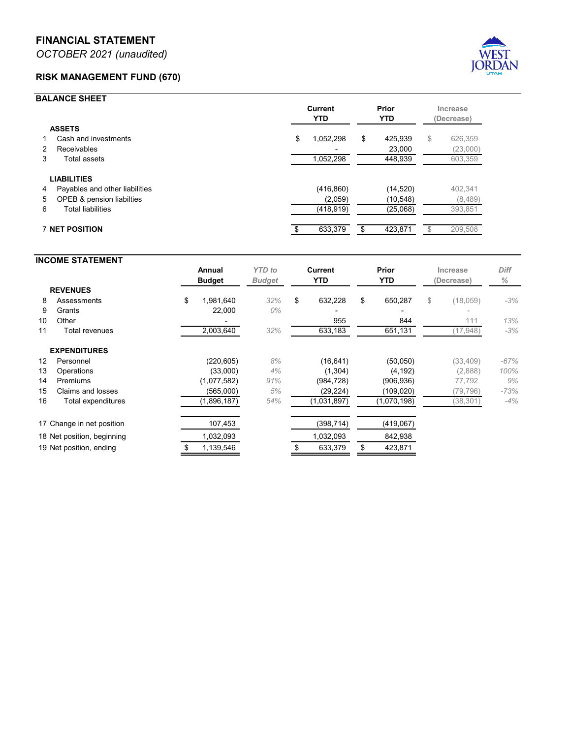# FINANCIAL STATEMENT

*OCTOBER 2021 (unaudited)*

## RISK MANAGEMENT FUND (670)

### BALANCE SHEET

| | | Current YTD | Prior YTD | Increase (Decrease) |
|---|---|---|---|---|
| | **ASSETS** | | | |
| 1 | Cash and investments | $ 1,052,298 | $ 425,939 | $ 626,359 |
| 2 | Receivables | - | 23,000 | (23,000) |
| 3 | Total assets | 1,052,298 | 448,939 | 603,359 |
| | **LIABILITIES** | | | |
| 4 | Payables and other liabilities | (416,860) | (14,520) | 402,341 |
| 5 | OPEB & pension liabilties | (2,059) | (10,548) | (8,489) |
| 6 | Total liabilities | (418,919) | (25,068) | 393,851 |
| 7 | **NET POSITION** | $ 633,379 | $ 423,871 | $ 209,508 |

### INCOME STATEMENT

| | | Annual Budget | *YTD to Budget* | Current YTD | Prior YTD | Increase (Decrease) | *Diff %* |
|---|---|---|---|---|---|---|---|
| | **REVENUES** | | | | | | |
| 8 | Assessments | $ 1,981,640 | *32%* | $ 632,228 | $ 650,287 | $ (18,059) | *-3%* |
| 9 | Grants | 22,000 | *0%* | - | - | - | |
| 10 | Other | - | | 955 | 844 | 111 | *13%* |
| 11 | Total revenues | 2,003,640 | *32%* | 633,183 | 651,131 | (17,948) | *-3%* |
| | **EXPENDITURES** | | | | | | |
| 12 | Personnel | (220,605) | *8%* | (16,641) | (50,050) | (33,409) | *-67%* |
| 13 | Operations | (33,000) | *4%* | (1,304) | (4,192) | (2,888) | *100%* |
| 14 | Premiums | (1,077,582) | *91%* | (984,728) | (906,936) | 77,792 | *9%* |
| 15 | Claims and losses | (565,000) | *5%* | (29,224) | (109,020) | (79,796) | *-73%* |
| 16 | Total expenditures | (1,896,187) | *54%* | (1,031,897) | (1,070,198) | (38,301) | *-4%* |
| 17 | Change in net position | 107,453 | | (398,714) | (419,067) | | |
| 18 | Net position, beginning | 1,032,093 | | 1,032,093 | 842,938 | | |
| 19 | Net position, ending | $ 1,139,546 | | $ 633,379 | $ 423,871 | | |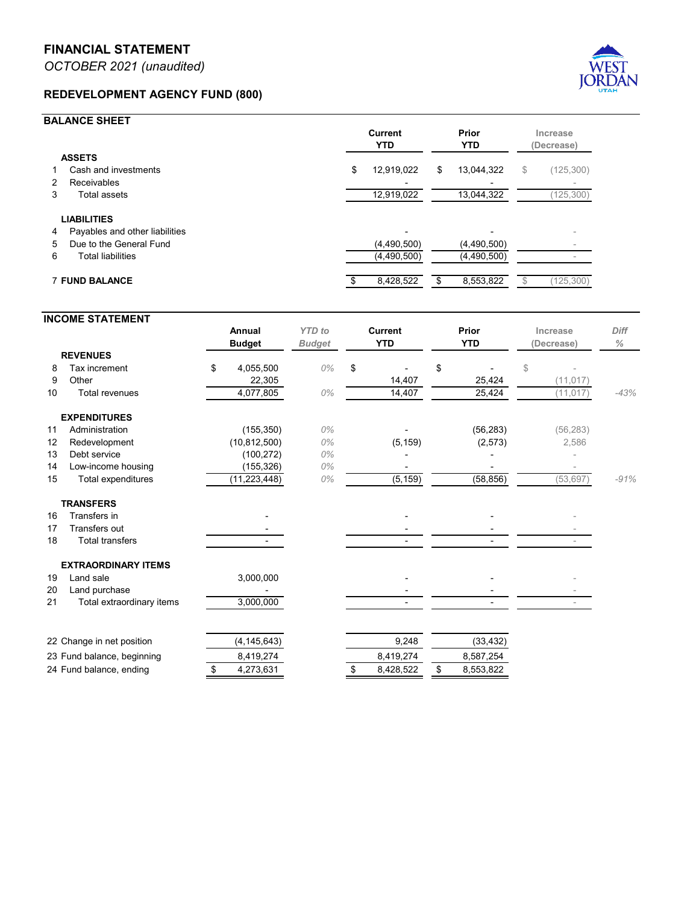# FINANCIAL STATEMENT

*OCTOBER 2021 (unaudited)*

## REDEVELOPMENT AGENCY FUND (800)

### BALANCE SHEET

| | | Current YTD | Prior YTD | Increase (Decrease) |
|---|---|---|---|---|
| | **ASSETS** | | | |
| 1 | Cash and investments | $ 12,919,022 | $ 13,044,322 | $ (125,300) |
| 2 | Receivables | - | - | - |
| 3 | Total assets | 12,919,022 | 13,044,322 | (125,300) |
| | **LIABILITIES** | | | |
| 4 | Payables and other liabilities | - | - | - |
| 5 | Due to the General Fund | (4,490,500) | (4,490,500) | - |
| 6 | Total liabilities | (4,490,500) | (4,490,500) | - |
| 7 | **FUND BALANCE** | $ 8,428,522 | $ 8,553,822 | $ (125,300) |

### INCOME STATEMENT

| | | Annual Budget | *YTD to Budget* | Current YTD | Prior YTD | Increase (Decrease) | *Diff %* |
|---|---|---|---|---|---|---|---|
| | **REVENUES** | | | | | | |
| 8 | Tax increment | $ 4,055,500 | *0%* | $ - | $ - | $ - | |
| 9 | Other | 22,305 | | 14,407 | 25,424 | (11,017) | |
| 10 | Total revenues | 4,077,805 | *0%* | 14,407 | 25,424 | (11,017) | *-43%* |
| | **EXPENDITURES** | | | | | | |
| 11 | Administration | (155,350) | *0%* | - | (56,283) | (56,283) | |
| 12 | Redevelopment | (10,812,500) | *0%* | (5,159) | (2,573) | 2,586 | |
| 13 | Debt service | (100,272) | *0%* | - | - | - | |
| 14 | Low-income housing | (155,326) | *0%* | - | - | - | |
| 15 | Total expenditures | (11,223,448) | *0%* | (5,159) | (58,856) | (53,697) | *-91%* |
| | **TRANSFERS** | | | | | | |
| 16 | Transfers in | - | | - | - | - | |
| 17 | Transfers out | - | | - | - | - | |
| 18 | Total transfers | - | | - | - | - | |
| | **EXTRAORDINARY ITEMS** | | | | | | |
| 19 | Land sale | 3,000,000 | | - | - | - | |
| 20 | Land purchase | - | | - | - | - | |
| 21 | Total extraordinary items | 3,000,000 | | - | - | - | |
| 22 | Change in net position | (4,145,643) | | 9,248 | (33,432) | | |
| 23 | Fund balance, beginning | 8,419,274 | | 8,419,274 | 8,587,254 | | |
| 24 | Fund balance, ending | $ 4,273,631 | | $ 8,428,522 | $ 8,553,822 | | |